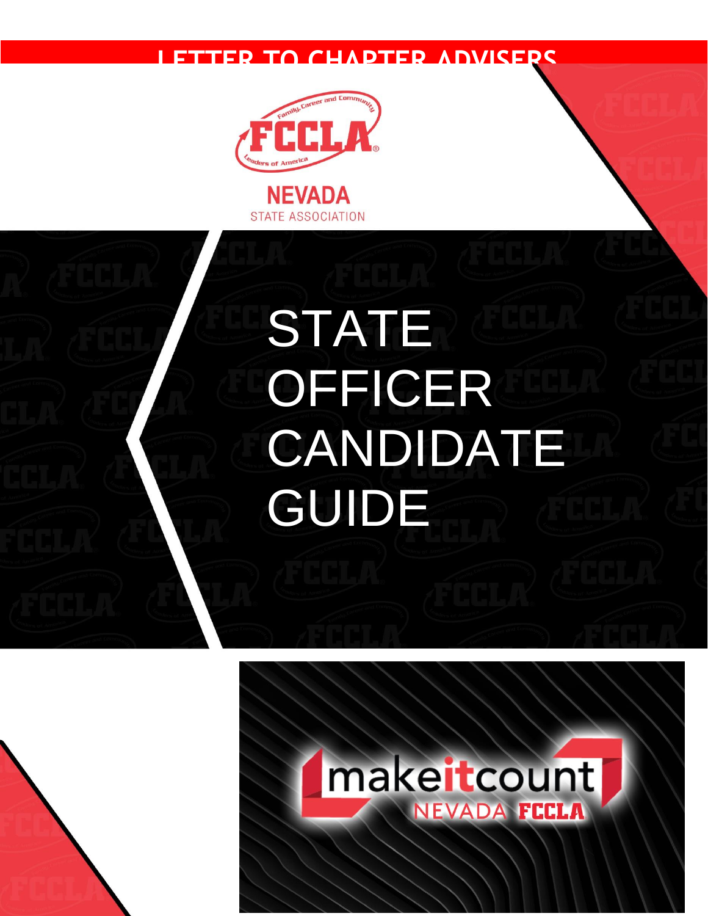LETTER TO CHAPTER ADVISERS

FCCLA

NEVADA
STATE ASSOCIATION

# STATE OFFICER CANDIDATE GUIDE

makeitcount
NEVADA FCCLA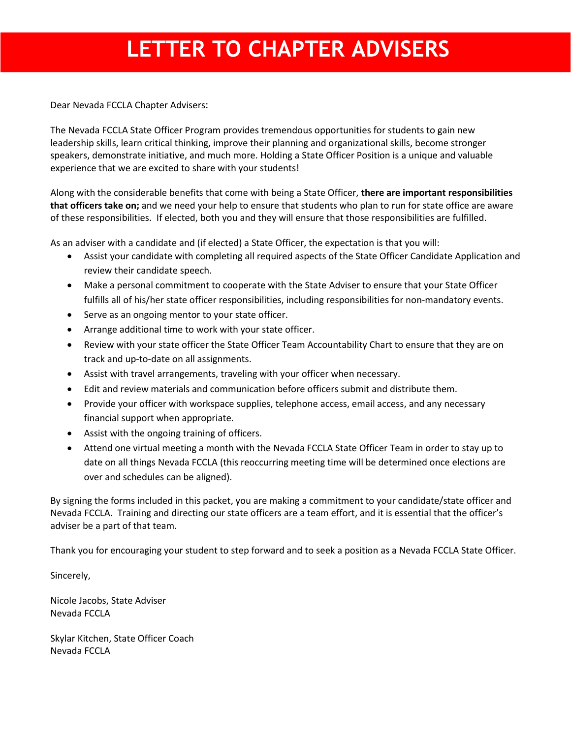# LETTER TO CHAPTER ADVISERS

Dear Nevada FCCLA Chapter Advisers:

The Nevada FCCLA State Officer Program provides tremendous opportunities for students to gain new leadership skills, learn critical thinking, improve their planning and organizational skills, become stronger speakers, demonstrate initiative, and much more. Holding a State Officer Position is a unique and valuable experience that we are excited to share with your students!

Along with the considerable benefits that come with being a State Officer, **there are important responsibilities that officers take on;** and we need your help to ensure that students who plan to run for state office are aware of these responsibilities. If elected, both you and they will ensure that those responsibilities are fulfilled.

As an adviser with a candidate and (if elected) a State Officer, the expectation is that you will:

- Assist your candidate with completing all required aspects of the State Officer Candidate Application and review their candidate speech.
- Make a personal commitment to cooperate with the State Adviser to ensure that your State Officer fulfills all of his/her state officer responsibilities, including responsibilities for non-mandatory events.
- Serve as an ongoing mentor to your state officer.
- Arrange additional time to work with your state officer.
- Review with your state officer the State Officer Team Accountability Chart to ensure that they are on track and up-to-date on all assignments.
- Assist with travel arrangements, traveling with your officer when necessary.
- Edit and review materials and communication before officers submit and distribute them.
- Provide your officer with workspace supplies, telephone access, email access, and any necessary financial support when appropriate.
- Assist with the ongoing training of officers.
- Attend one virtual meeting a month with the Nevada FCCLA State Officer Team in order to stay up to date on all things Nevada FCCLA (this reoccurring meeting time will be determined once elections are over and schedules can be aligned).

By signing the forms included in this packet, you are making a commitment to your candidate/state officer and Nevada FCCLA. Training and directing our state officers are a team effort, and it is essential that the officer's adviser be a part of that team.

Thank you for encouraging your student to step forward and to seek a position as a Nevada FCCLA State Officer.

Sincerely,

Nicole Jacobs, State Adviser
Nevada FCCLA

Skylar Kitchen, State Officer Coach
Nevada FCCLA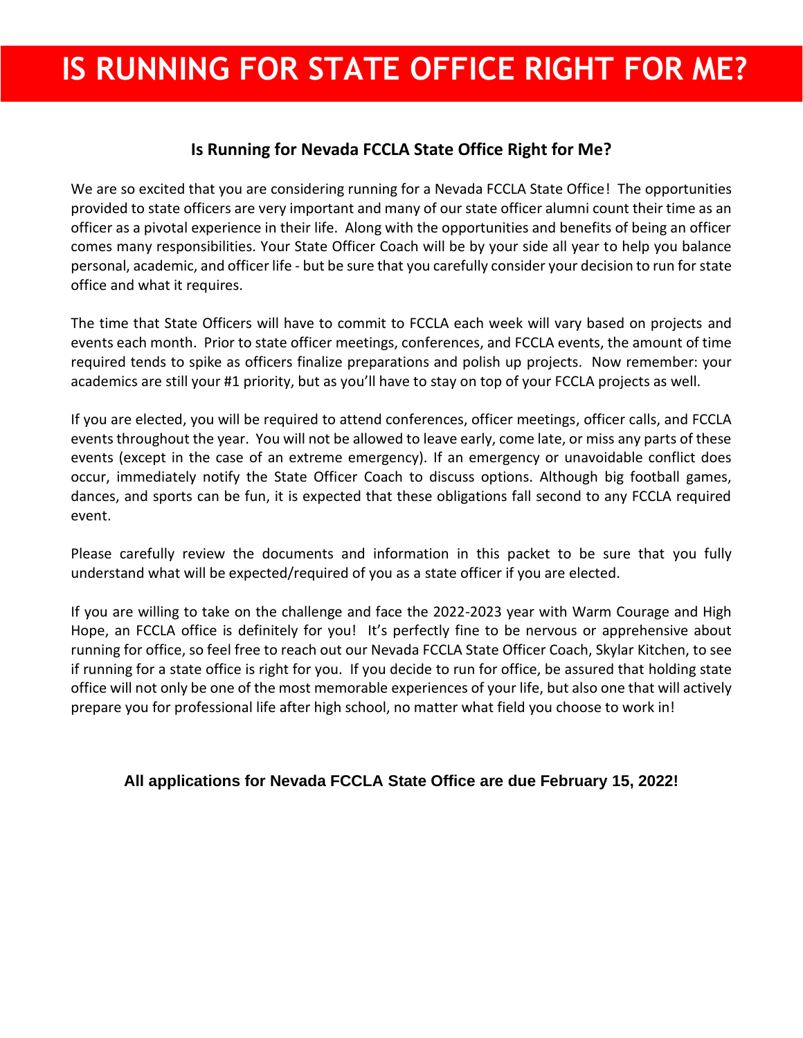# IS RUNNING FOR STATE OFFICE RIGHT FOR ME?

## Is Running for Nevada FCCLA State Office Right for Me?

We are so excited that you are considering running for a Nevada FCCLA State Office! The opportunities provided to state officers are very important and many of our state officer alumni count their time as an officer as a pivotal experience in their life. Along with the opportunities and benefits of being an officer comes many responsibilities. Your State Officer Coach will be by your side all year to help you balance personal, academic, and officer life - but be sure that you carefully consider your decision to run for state office and what it requires.

The time that State Officers will have to commit to FCCLA each week will vary based on projects and events each month. Prior to state officer meetings, conferences, and FCCLA events, the amount of time required tends to spike as officers finalize preparations and polish up projects. Now remember: your academics are still your #1 priority, but as you'll have to stay on top of your FCCLA projects as well.

If you are elected, you will be required to attend conferences, officer meetings, officer calls, and FCCLA events throughout the year. You will not be allowed to leave early, come late, or miss any parts of these events (except in the case of an extreme emergency). If an emergency or unavoidable conflict does occur, immediately notify the State Officer Coach to discuss options. Although big football games, dances, and sports can be fun, it is expected that these obligations fall second to any FCCLA required event.

Please carefully review the documents and information in this packet to be sure that you fully understand what will be expected/required of you as a state officer if you are elected.

If you are willing to take on the challenge and face the 2022-2023 year with Warm Courage and High Hope, an FCCLA office is definitely for you! It's perfectly fine to be nervous or apprehensive about running for office, so feel free to reach out our Nevada FCCLA State Officer Coach, Skylar Kitchen, to see if running for a state office is right for you. If you decide to run for office, be assured that holding state office will not only be one of the most memorable experiences of your life, but also one that will actively prepare you for professional life after high school, no matter what field you choose to work in!

**All applications for Nevada FCCLA State Office are due February 15, 2022!**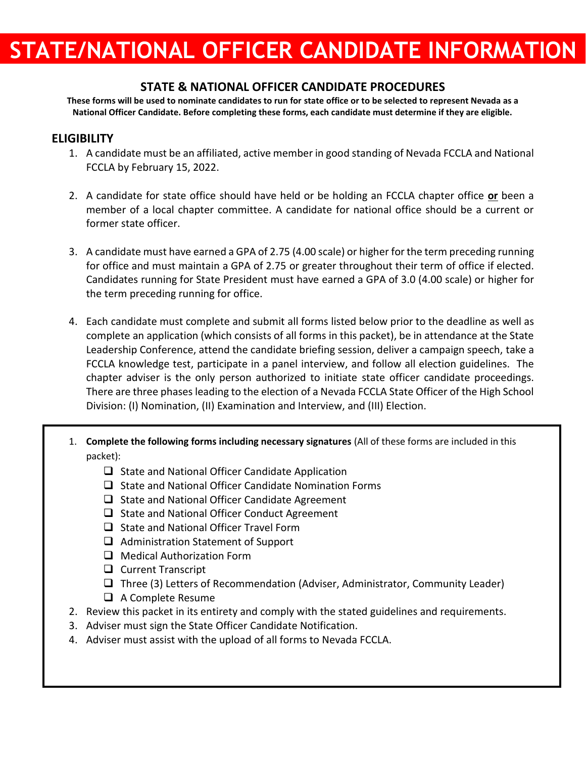# STATE/NATIONAL OFFICER CANDIDATE INFORMATION

## STATE & NATIONAL OFFICER CANDIDATE PROCEDURES

**These forms will be used to nominate candidates to run for state office or to be selected to represent Nevada as a National Officer Candidate. Before completing these forms, each candidate must determine if they are eligible.**

### ELIGIBILITY

1. A candidate must be an affiliated, active member in good standing of Nevada FCCLA and National FCCLA by February 15, 2022.
2. A candidate for state office should have held or be holding an FCCLA chapter office **or** been a member of a local chapter committee. A candidate for national office should be a current or former state officer.
3. A candidate must have earned a GPA of 2.75 (4.00 scale) or higher for the term preceding running for office and must maintain a GPA of 2.75 or greater throughout their term of office if elected. Candidates running for State President must have earned a GPA of 3.0 (4.00 scale) or higher for the term preceding running for office.
4. Each candidate must complete and submit all forms listed below prior to the deadline as well as complete an application (which consists of all forms in this packet), be in attendance at the State Leadership Conference, attend the candidate briefing session, deliver a campaign speech, take a FCCLA knowledge test, participate in a panel interview, and follow all election guidelines. The chapter adviser is the only person authorized to initiate state officer candidate proceedings. There are three phases leading to the election of a Nevada FCCLA State Officer of the High School Division: (I) Nomination, (II) Examination and Interview, and (III) Election.

---

1. **Complete the following forms including necessary signatures** (All of these forms are included in this packet):
   - ❑ State and National Officer Candidate Application
   - ❑ State and National Officer Candidate Nomination Forms
   - ❑ State and National Officer Candidate Agreement
   - ❑ State and National Officer Conduct Agreement
   - ❑ State and National Officer Travel Form
   - ❑ Administration Statement of Support
   - ❑ Medical Authorization Form
   - ❑ Current Transcript
   - ❑ Three (3) Letters of Recommendation (Adviser, Administrator, Community Leader)
   - ❑ A Complete Resume
2. Review this packet in its entirety and comply with the stated guidelines and requirements.
3. Adviser must sign the State Officer Candidate Notification.
4. Adviser must assist with the upload of all forms to Nevada FCCLA.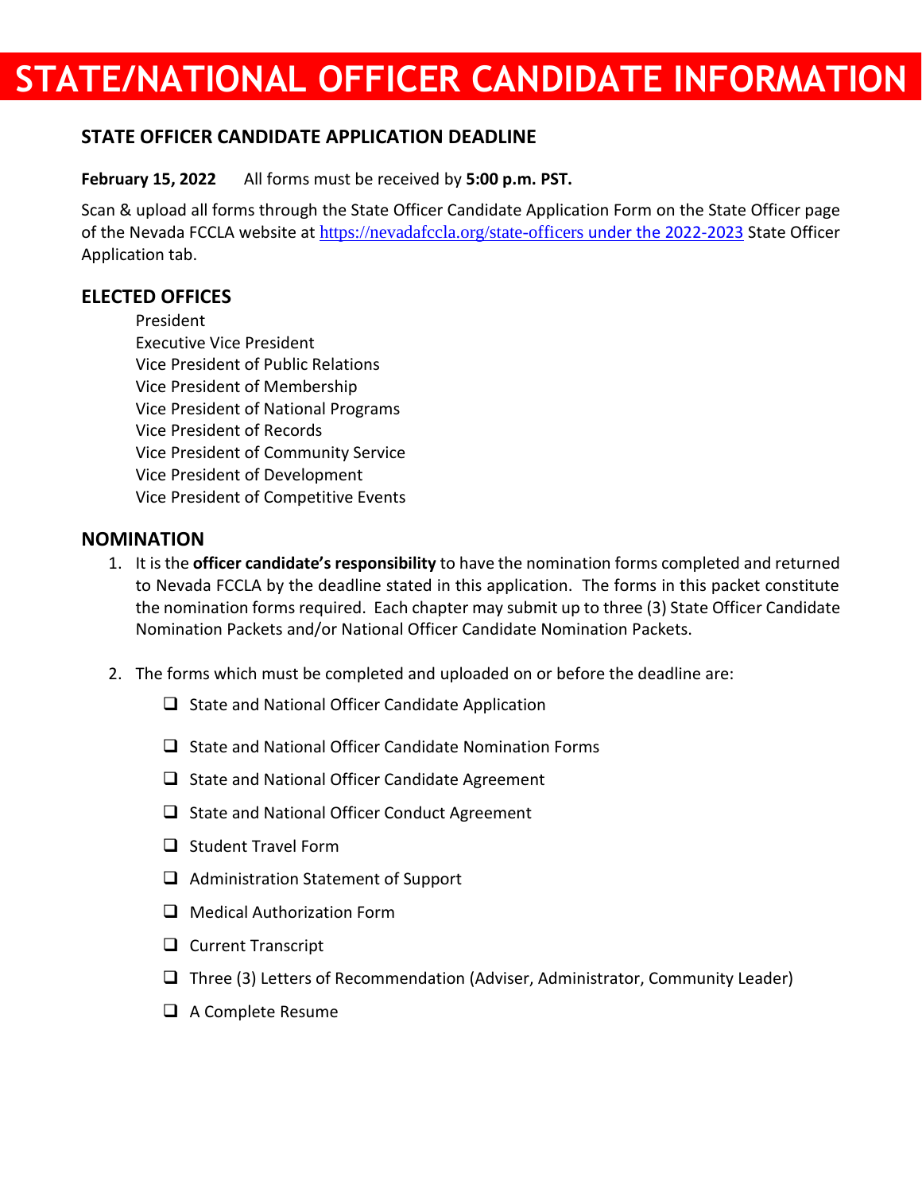# STATE/NATIONAL OFFICER CANDIDATE INFORMATION

## STATE OFFICER CANDIDATE APPLICATION DEADLINE

**February 15, 2022** All forms must be received by **5:00 p.m. PST.**

Scan & upload all forms through the State Officer Candidate Application Form on the State Officer page of the Nevada FCCLA website at https://nevadafccla.org/state-officers under the 2022-2023 State Officer Application tab.

## ELECTED OFFICES

- President
- Executive Vice President
- Vice President of Public Relations
- Vice President of Membership
- Vice President of National Programs
- Vice President of Records
- Vice President of Community Service
- Vice President of Development
- Vice President of Competitive Events

## NOMINATION

1. It is the **officer candidate's responsibility** to have the nomination forms completed and returned to Nevada FCCLA by the deadline stated in this application. The forms in this packet constitute the nomination forms required. Each chapter may submit up to three (3) State Officer Candidate Nomination Packets and/or National Officer Candidate Nomination Packets.

2. The forms which must be completed and uploaded on or before the deadline are:
   - [ ] State and National Officer Candidate Application
   - [ ] State and National Officer Candidate Nomination Forms
   - [ ] State and National Officer Candidate Agreement
   - [ ] State and National Officer Conduct Agreement
   - [ ] Student Travel Form
   - [ ] Administration Statement of Support
   - [ ] Medical Authorization Form
   - [ ] Current Transcript
   - [ ] Three (3) Letters of Recommendation (Adviser, Administrator, Community Leader)
   - [ ] A Complete Resume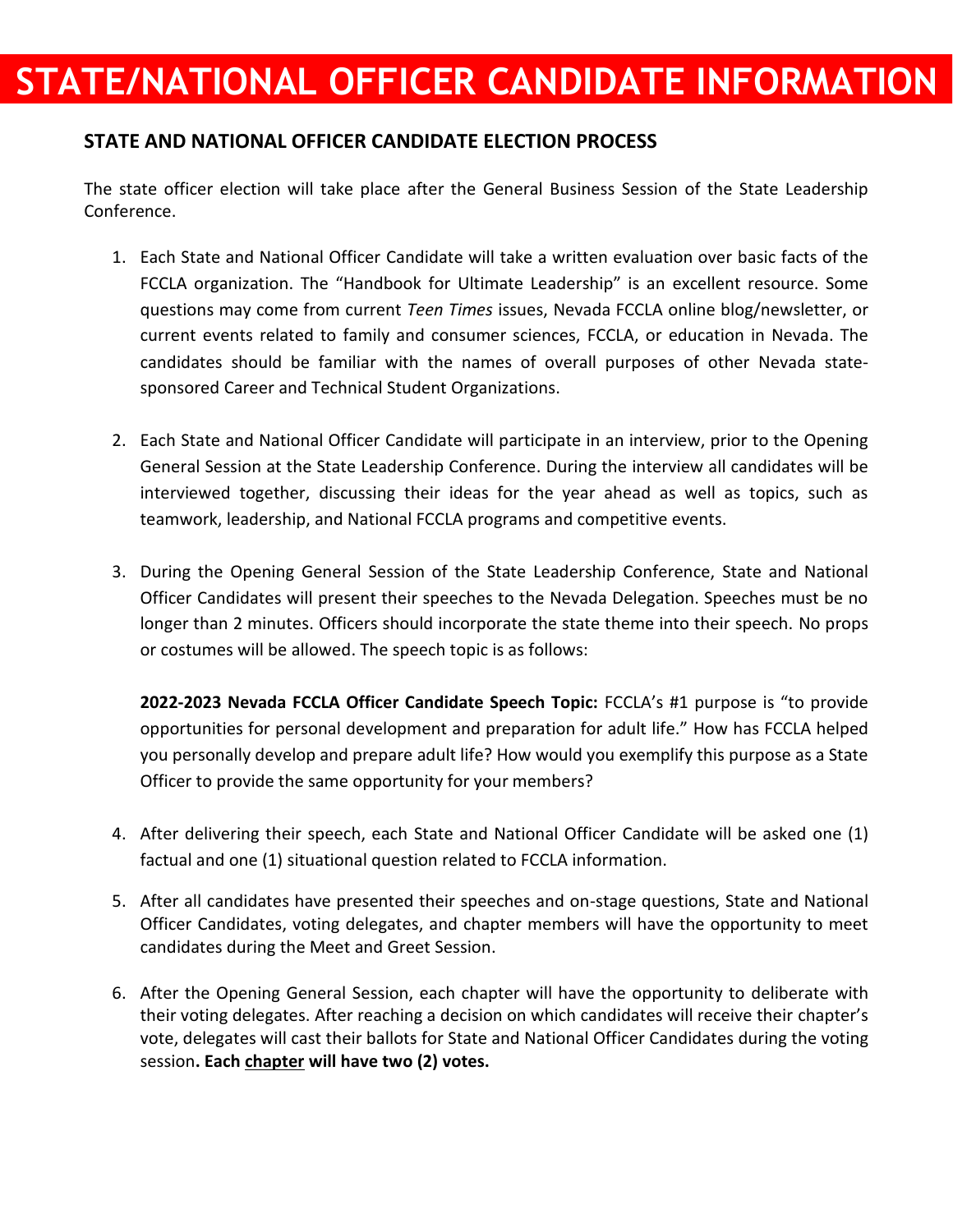# STATE/NATIONAL OFFICER CANDIDATE INFORMATION

## STATE AND NATIONAL OFFICER CANDIDATE ELECTION PROCESS

The state officer election will take place after the General Business Session of the State Leadership Conference.

1. Each State and National Officer Candidate will take a written evaluation over basic facts of the FCCLA organization. The "Handbook for Ultimate Leadership" is an excellent resource. Some questions may come from current *Teen Times* issues, Nevada FCCLA online blog/newsletter, or current events related to family and consumer sciences, FCCLA, or education in Nevada. The candidates should be familiar with the names of overall purposes of other Nevada state-sponsored Career and Technical Student Organizations.

2. Each State and National Officer Candidate will participate in an interview, prior to the Opening General Session at the State Leadership Conference. During the interview all candidates will be interviewed together, discussing their ideas for the year ahead as well as topics, such as teamwork, leadership, and National FCCLA programs and competitive events.

3. During the Opening General Session of the State Leadership Conference, State and National Officer Candidates will present their speeches to the Nevada Delegation. Speeches must be no longer than 2 minutes. Officers should incorporate the state theme into their speech. No props or costumes will be allowed. The speech topic is as follows:

   **2022-2023 Nevada FCCLA Officer Candidate Speech Topic:** FCCLA's #1 purpose is "to provide opportunities for personal development and preparation for adult life." How has FCCLA helped you personally develop and prepare adult life? How would you exemplify this purpose as a State Officer to provide the same opportunity for your members?

4. After delivering their speech, each State and National Officer Candidate will be asked one (1) factual and one (1) situational question related to FCCLA information.

5. After all candidates have presented their speeches and on-stage questions, State and National Officer Candidates, voting delegates, and chapter members will have the opportunity to meet candidates during the Meet and Greet Session.

6. After the Opening General Session, each chapter will have the opportunity to deliberate with their voting delegates. After reaching a decision on which candidates will receive their chapter's vote, delegates will cast their ballots for State and National Officer Candidates during the voting session**. Each <u>chapter</u> will have two (2) votes.**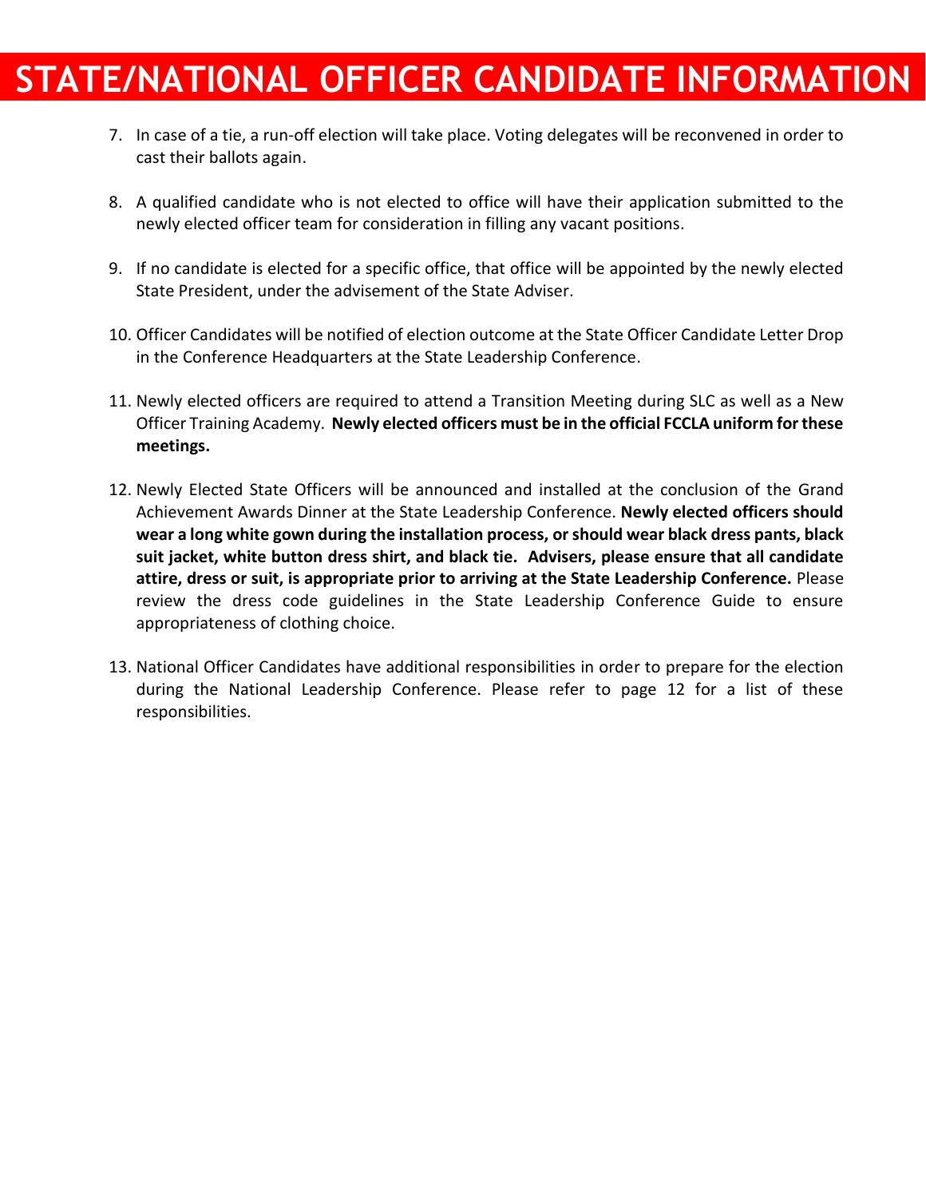# STATE/NATIONAL OFFICER CANDIDATE INFORMATION

7. In case of a tie, a run-off election will take place. Voting delegates will be reconvened in order to cast their ballots again.

8. A qualified candidate who is not elected to office will have their application submitted to the newly elected officer team for consideration in filling any vacant positions.

9. If no candidate is elected for a specific office, that office will be appointed by the newly elected State President, under the advisement of the State Adviser.

10. Officer Candidates will be notified of election outcome at the State Officer Candidate Letter Drop in the Conference Headquarters at the State Leadership Conference.

11. Newly elected officers are required to attend a Transition Meeting during SLC as well as a New Officer Training Academy. **Newly elected officers must be in the official FCCLA uniform for these meetings.**

12. Newly Elected State Officers will be announced and installed at the conclusion of the Grand Achievement Awards Dinner at the State Leadership Conference. **Newly elected officers should wear a long white gown during the installation process, or should wear black dress pants, black suit jacket, white button dress shirt, and black tie. Advisers, please ensure that all candidate attire, dress or suit, is appropriate prior to arriving at the State Leadership Conference.** Please review the dress code guidelines in the State Leadership Conference Guide to ensure appropriateness of clothing choice.

13. National Officer Candidates have additional responsibilities in order to prepare for the election during the National Leadership Conference. Please refer to page 12 for a list of these responsibilities.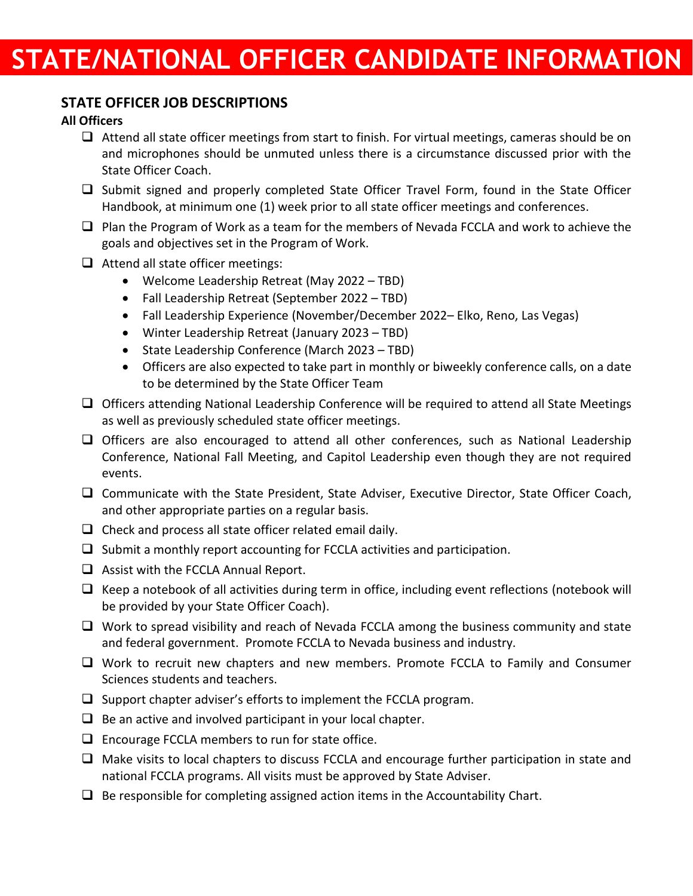# STATE/NATIONAL OFFICER CANDIDATE INFORMATION

## STATE OFFICER JOB DESCRIPTIONS

### All Officers

- Attend all state officer meetings from start to finish. For virtual meetings, cameras should be on and microphones should be unmuted unless there is a circumstance discussed prior with the State Officer Coach.
- Submit signed and properly completed State Officer Travel Form, found in the State Officer Handbook, at minimum one (1) week prior to all state officer meetings and conferences.
- Plan the Program of Work as a team for the members of Nevada FCCLA and work to achieve the goals and objectives set in the Program of Work.
- Attend all state officer meetings:
  - Welcome Leadership Retreat (May 2022 – TBD)
  - Fall Leadership Retreat (September 2022 – TBD)
  - Fall Leadership Experience (November/December 2022– Elko, Reno, Las Vegas)
  - Winter Leadership Retreat (January 2023 – TBD)
  - State Leadership Conference (March 2023 – TBD)
  - Officers are also expected to take part in monthly or biweekly conference calls, on a date to be determined by the State Officer Team
- Officers attending National Leadership Conference will be required to attend all State Meetings as well as previously scheduled state officer meetings.
- Officers are also encouraged to attend all other conferences, such as National Leadership Conference, National Fall Meeting, and Capitol Leadership even though they are not required events.
- Communicate with the State President, State Adviser, Executive Director, State Officer Coach, and other appropriate parties on a regular basis.
- Check and process all state officer related email daily.
- Submit a monthly report accounting for FCCLA activities and participation.
- Assist with the FCCLA Annual Report.
- Keep a notebook of all activities during term in office, including event reflections (notebook will be provided by your State Officer Coach).
- Work to spread visibility and reach of Nevada FCCLA among the business community and state and federal government. Promote FCCLA to Nevada business and industry.
- Work to recruit new chapters and new members. Promote FCCLA to Family and Consumer Sciences students and teachers.
- Support chapter adviser's efforts to implement the FCCLA program.
- Be an active and involved participant in your local chapter.
- Encourage FCCLA members to run for state office.
- Make visits to local chapters to discuss FCCLA and encourage further participation in state and national FCCLA programs. All visits must be approved by State Adviser.
- Be responsible for completing assigned action items in the Accountability Chart.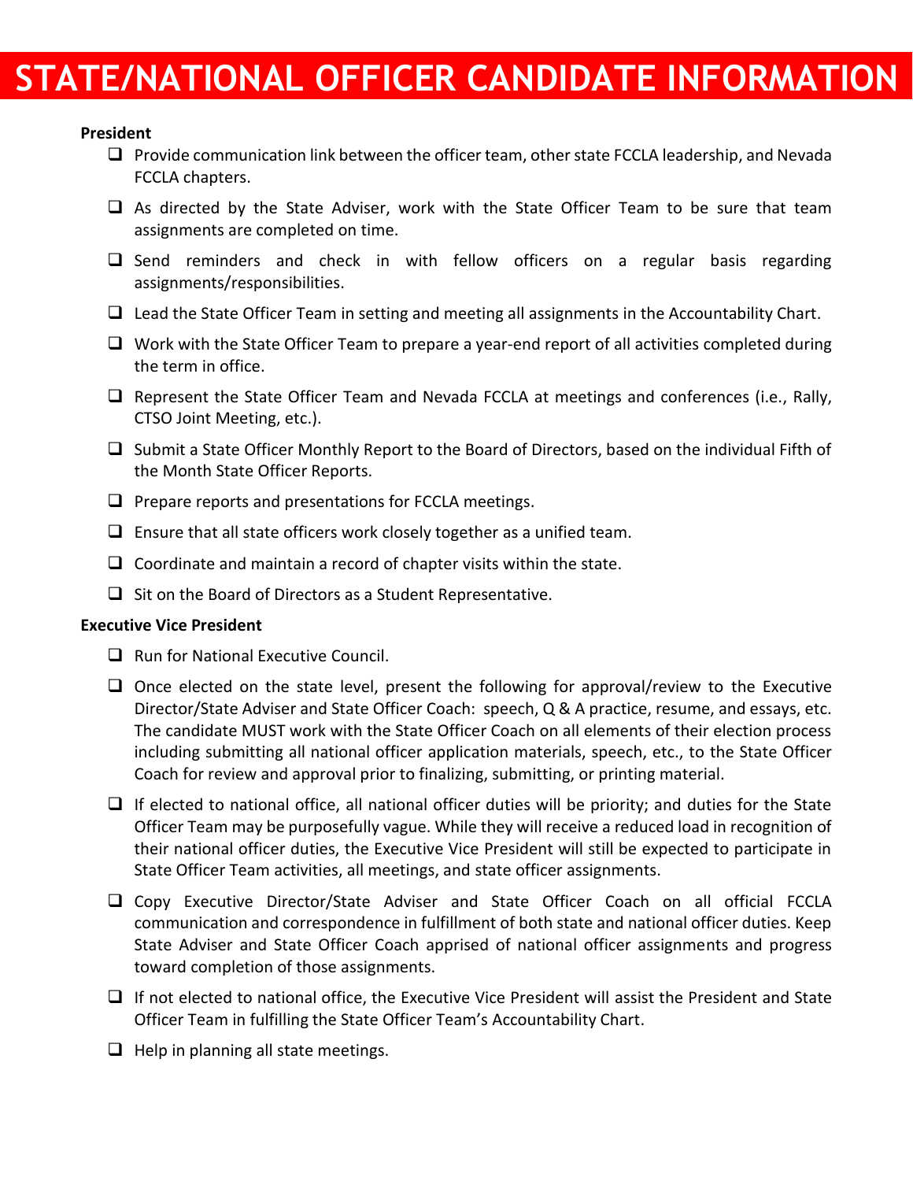# STATE/NATIONAL OFFICER CANDIDATE INFORMATION

**President**

- ❑ Provide communication link between the officer team, other state FCCLA leadership, and Nevada FCCLA chapters.
- ❑ As directed by the State Adviser, work with the State Officer Team to be sure that team assignments are completed on time.
- ❑ Send reminders and check in with fellow officers on a regular basis regarding assignments/responsibilities.
- ❑ Lead the State Officer Team in setting and meeting all assignments in the Accountability Chart.
- ❑ Work with the State Officer Team to prepare a year-end report of all activities completed during the term in office.
- ❑ Represent the State Officer Team and Nevada FCCLA at meetings and conferences (i.e., Rally, CTSO Joint Meeting, etc.).
- ❑ Submit a State Officer Monthly Report to the Board of Directors, based on the individual Fifth of the Month State Officer Reports.
- ❑ Prepare reports and presentations for FCCLA meetings.
- ❑ Ensure that all state officers work closely together as a unified team.
- ❑ Coordinate and maintain a record of chapter visits within the state.
- ❑ Sit on the Board of Directors as a Student Representative.

**Executive Vice President**

- ❑ Run for National Executive Council.
- ❑ Once elected on the state level, present the following for approval/review to the Executive Director/State Adviser and State Officer Coach: speech, Q & A practice, resume, and essays, etc. The candidate MUST work with the State Officer Coach on all elements of their election process including submitting all national officer application materials, speech, etc., to the State Officer Coach for review and approval prior to finalizing, submitting, or printing material.
- ❑ If elected to national office, all national officer duties will be priority; and duties for the State Officer Team may be purposefully vague. While they will receive a reduced load in recognition of their national officer duties, the Executive Vice President will still be expected to participate in State Officer Team activities, all meetings, and state officer assignments.
- ❑ Copy Executive Director/State Adviser and State Officer Coach on all official FCCLA communication and correspondence in fulfillment of both state and national officer duties. Keep State Adviser and State Officer Coach apprised of national officer assignments and progress toward completion of those assignments.
- ❑ If not elected to national office, the Executive Vice President will assist the President and State Officer Team in fulfilling the State Officer Team's Accountability Chart.
- ❑ Help in planning all state meetings.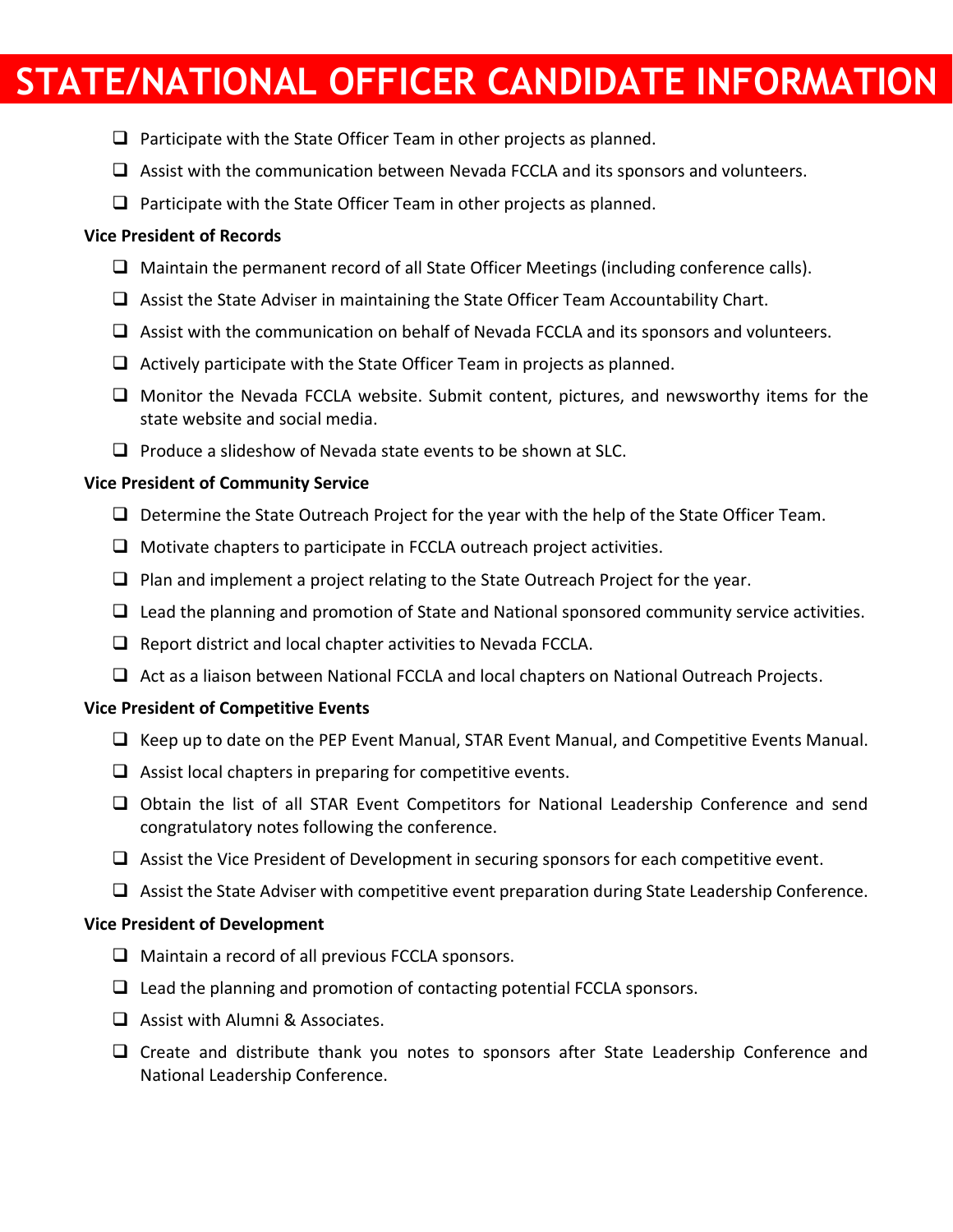# STATE/NATIONAL OFFICER CANDIDATE INFORMATION

- ☐ Participate with the State Officer Team in other projects as planned.
- ☐ Assist with the communication between Nevada FCCLA and its sponsors and volunteers.
- ☐ Participate with the State Officer Team in other projects as planned.

**Vice President of Records**

- ☐ Maintain the permanent record of all State Officer Meetings (including conference calls).
- ☐ Assist the State Adviser in maintaining the State Officer Team Accountability Chart.
- ☐ Assist with the communication on behalf of Nevada FCCLA and its sponsors and volunteers.
- ☐ Actively participate with the State Officer Team in projects as planned.
- ☐ Monitor the Nevada FCCLA website. Submit content, pictures, and newsworthy items for the state website and social media.
- ☐ Produce a slideshow of Nevada state events to be shown at SLC.

**Vice President of Community Service**

- ☐ Determine the State Outreach Project for the year with the help of the State Officer Team.
- ☐ Motivate chapters to participate in FCCLA outreach project activities.
- ☐ Plan and implement a project relating to the State Outreach Project for the year.
- ☐ Lead the planning and promotion of State and National sponsored community service activities.
- ☐ Report district and local chapter activities to Nevada FCCLA.
- ☐ Act as a liaison between National FCCLA and local chapters on National Outreach Projects.

**Vice President of Competitive Events**

- ☐ Keep up to date on the PEP Event Manual, STAR Event Manual, and Competitive Events Manual.
- ☐ Assist local chapters in preparing for competitive events.
- ☐ Obtain the list of all STAR Event Competitors for National Leadership Conference and send congratulatory notes following the conference.
- ☐ Assist the Vice President of Development in securing sponsors for each competitive event.
- ☐ Assist the State Adviser with competitive event preparation during State Leadership Conference.

**Vice President of Development**

- ☐ Maintain a record of all previous FCCLA sponsors.
- ☐ Lead the planning and promotion of contacting potential FCCLA sponsors.
- ☐ Assist with Alumni & Associates.
- ☐ Create and distribute thank you notes to sponsors after State Leadership Conference and National Leadership Conference.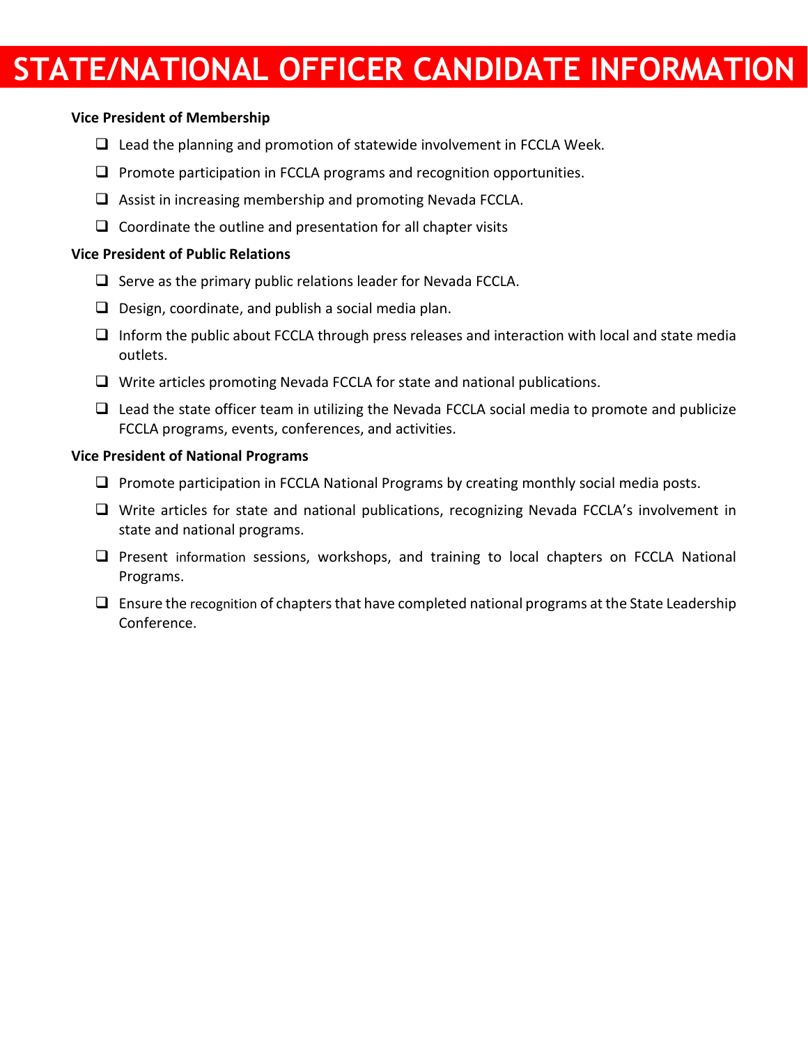# STATE/NATIONAL OFFICER CANDIDATE INFORMATION

**Vice President of Membership**

- ☐ Lead the planning and promotion of statewide involvement in FCCLA Week.
- ☐ Promote participation in FCCLA programs and recognition opportunities.
- ☐ Assist in increasing membership and promoting Nevada FCCLA.
- ☐ Coordinate the outline and presentation for all chapter visits

**Vice President of Public Relations**

- ☐ Serve as the primary public relations leader for Nevada FCCLA.
- ☐ Design, coordinate, and publish a social media plan.
- ☐ Inform the public about FCCLA through press releases and interaction with local and state media outlets.
- ☐ Write articles promoting Nevada FCCLA for state and national publications.
- ☐ Lead the state officer team in utilizing the Nevada FCCLA social media to promote and publicize FCCLA programs, events, conferences, and activities.

**Vice President of National Programs**

- ☐ Promote participation in FCCLA National Programs by creating monthly social media posts.
- ☐ Write articles for state and national publications, recognizing Nevada FCCLA's involvement in state and national programs.
- ☐ Present information sessions, workshops, and training to local chapters on FCCLA National Programs.
- ☐ Ensure the recognition of chapters that have completed national programs at the State Leadership Conference.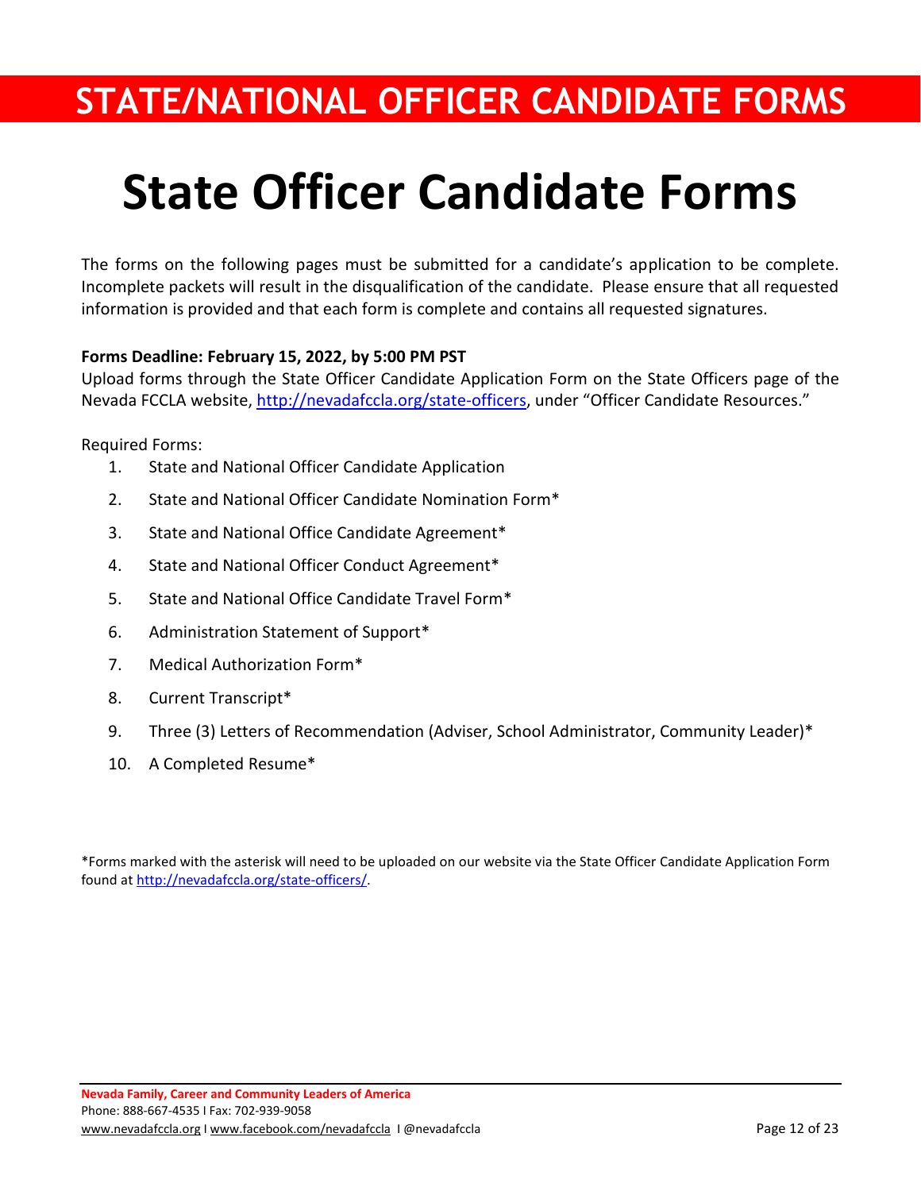# STATE/NATIONAL OFFICER CANDIDATE FORMS

# State Officer Candidate Forms

The forms on the following pages must be submitted for a candidate's application to be complete. Incomplete packets will result in the disqualification of the candidate. Please ensure that all requested information is provided and that each form is complete and contains all requested signatures.

**Forms Deadline: February 15, 2022, by 5:00 PM PST**
Upload forms through the State Officer Candidate Application Form on the State Officers page of the Nevada FCCLA website, http://nevadafccla.org/state-officers, under "Officer Candidate Resources."

Required Forms:

1. State and National Officer Candidate Application
2. State and National Officer Candidate Nomination Form*
3. State and National Office Candidate Agreement*
4. State and National Officer Conduct Agreement*
5. State and National Office Candidate Travel Form*
6. Administration Statement of Support*
7. Medical Authorization Form*
8. Current Transcript*
9. Three (3) Letters of Recommendation (Adviser, School Administrator, Community Leader)*
10. A Completed Resume*

*Forms marked with the asterisk will need to be uploaded on our website via the State Officer Candidate Application Form found at http://nevadafccla.org/state-officers/.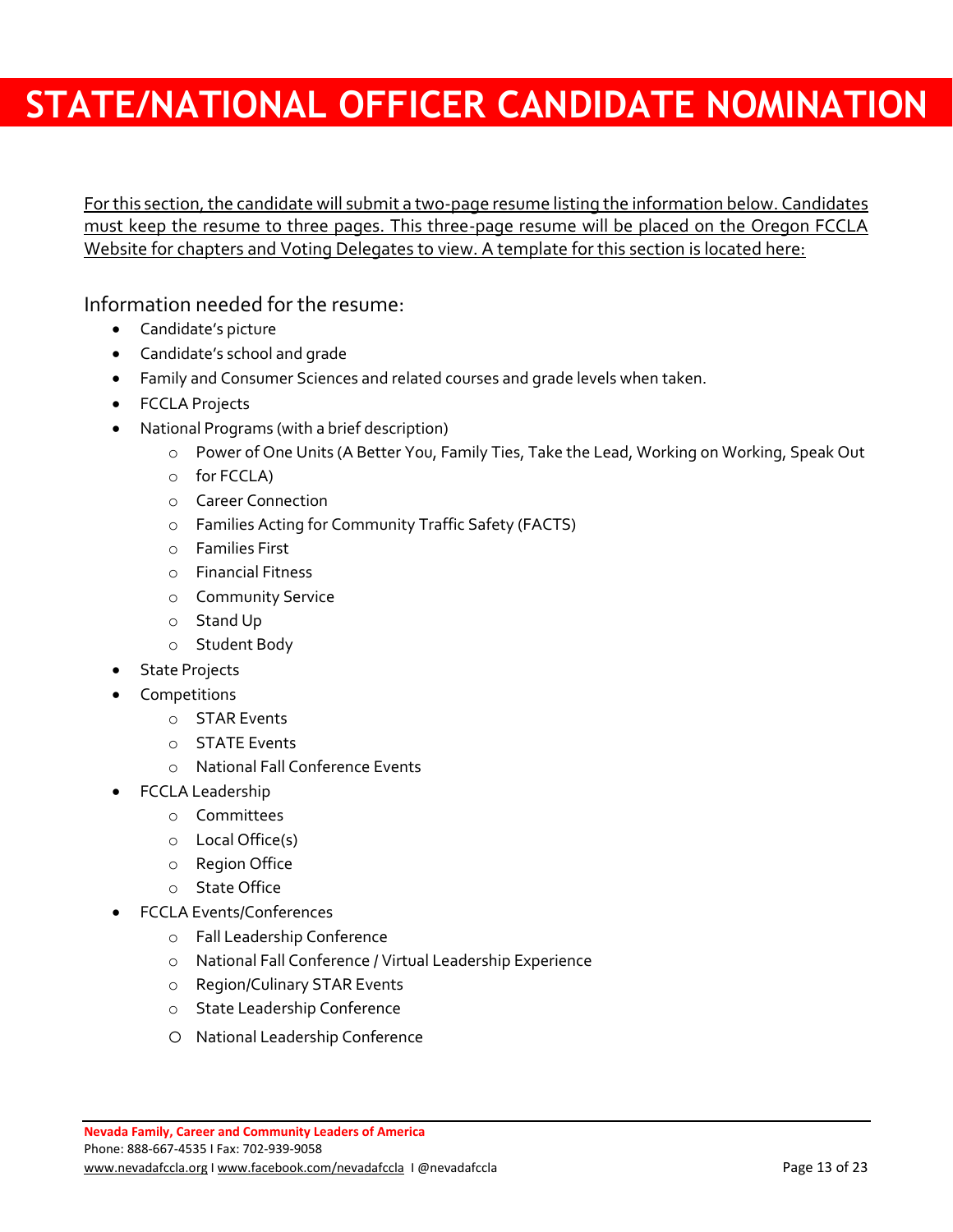# STATE/NATIONAL OFFICER CANDIDATE NOMINATION

For this section, the candidate will submit a two-page resume listing the information below. Candidates must keep the resume to three pages. This three-page resume will be placed on the Oregon FCCLA Website for chapters and Voting Delegates to view. A template for this section is located here:

Information needed for the resume:

- Candidate's picture
- Candidate's school and grade
- Family and Consumer Sciences and related courses and grade levels when taken.
- FCCLA Projects
- National Programs (with a brief description)
  - Power of One Units (A Better You, Family Ties, Take the Lead, Working on Working, Speak Out
  - for FCCLA)
  - Career Connection
  - Families Acting for Community Traffic Safety (FACTS)
  - Families First
  - Financial Fitness
  - Community Service
  - Stand Up
  - Student Body
- State Projects
- Competitions
  - STAR Events
  - STATE Events
  - National Fall Conference Events
- FCCLA Leadership
  - Committees
  - Local Office(s)
  - Region Office
  - State Office
- FCCLA Events/Conferences
  - Fall Leadership Conference
  - National Fall Conference / Virtual Leadership Experience
  - Region/Culinary STAR Events
  - State Leadership Conference
  - National Leadership Conference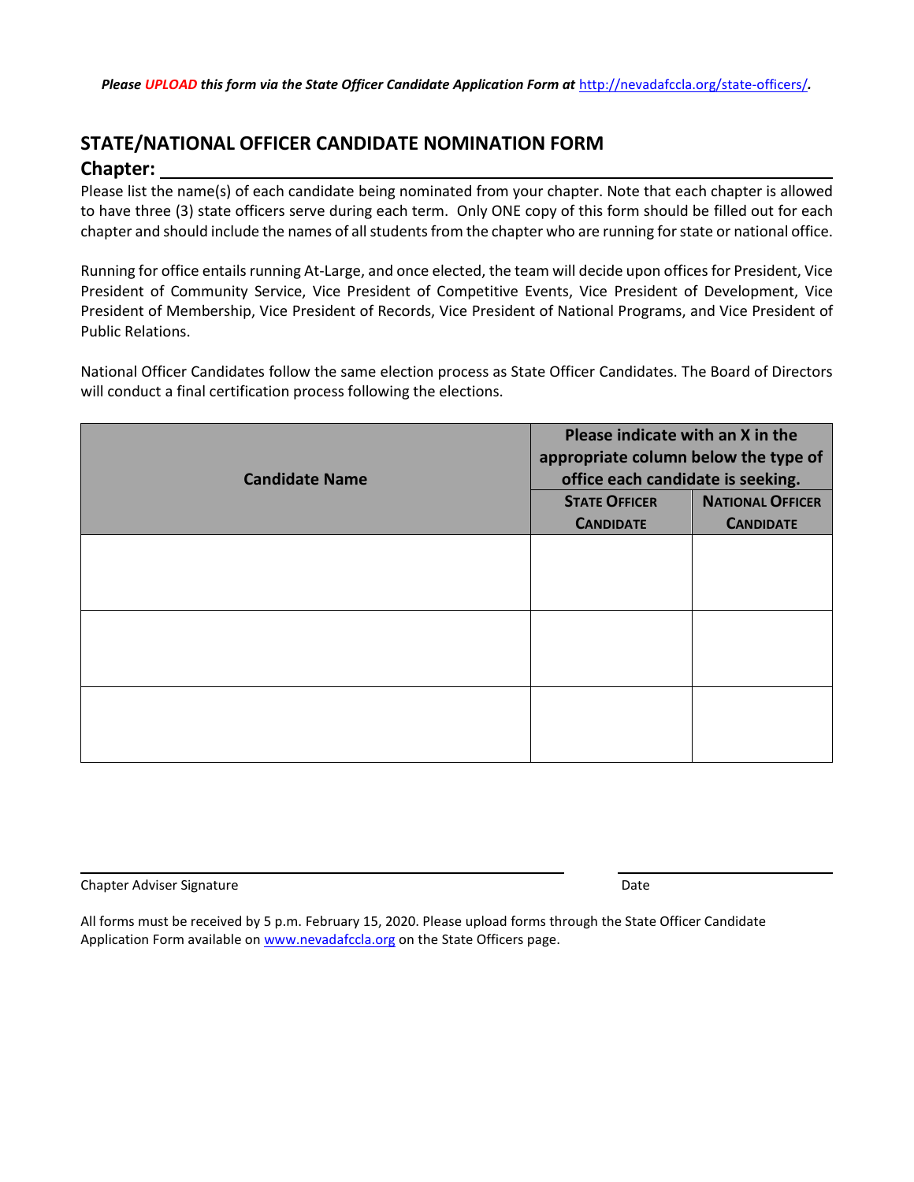***Please UPLOAD this form via the State Officer Candidate Application Form at*** http://nevadafccla.org/state-officers/.

## STATE/NATIONAL OFFICER CANDIDATE NOMINATION FORM

**Chapter:** ____________________________________________

Please list the name(s) of each candidate being nominated from your chapter. Note that each chapter is allowed to have three (3) state officers serve during each term. Only ONE copy of this form should be filled out for each chapter and should include the names of all students from the chapter who are running for state or national office.

Running for office entails running At-Large, and once elected, the team will decide upon offices for President, Vice President of Community Service, Vice President of Competitive Events, Vice President of Development, Vice President of Membership, Vice President of Records, Vice President of National Programs, and Vice President of Public Relations.

National Officer Candidates follow the same election process as State Officer Candidates. The Board of Directors will conduct a final certification process following the elections.

| Candidate Name | Please indicate with an X in the appropriate column below the type of office each candidate is seeking. | |
|---|---|---|
| | **State Officer Candidate** | **National Officer Candidate** |
| | | |
| | | |
| | | |

______________________________________________ ____________________

Chapter Adviser Signature Date

All forms must be received by 5 p.m. February 15, 2020. Please upload forms through the State Officer Candidate Application Form available on www.nevadafccla.org on the State Officers page.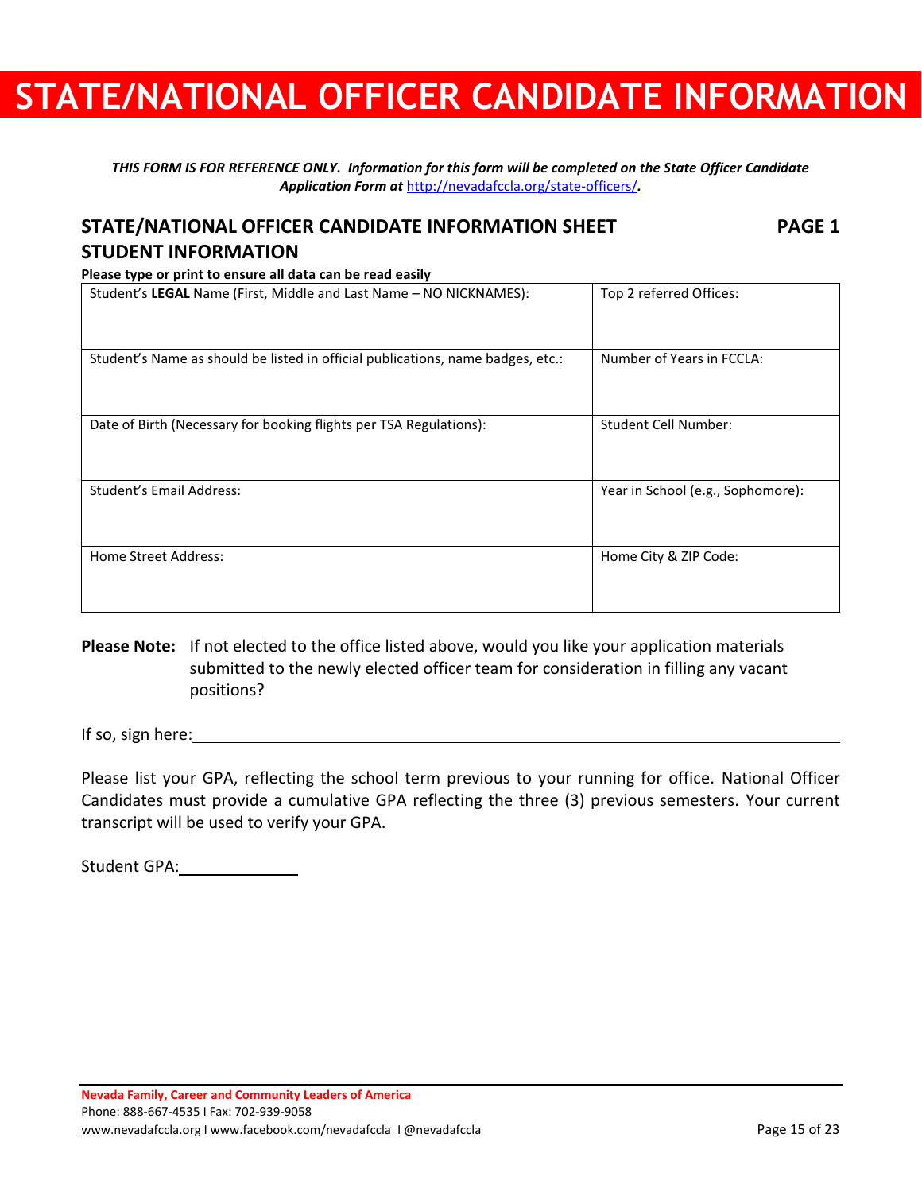# STATE/NATIONAL OFFICER CANDIDATE INFORMATION

***THIS FORM IS FOR REFERENCE ONLY. Information for this form will be completed on the State Officer Candidate Application Form at [http://nevadafccla.org/state-officers/](http://nevadafccla.org/state-officers/).***

## STATE/NATIONAL OFFICER CANDIDATE INFORMATION SHEET — PAGE 1

## STUDENT INFORMATION

**Please type or print to ensure all data can be read easily**

| Student's **LEGAL** Name (First, Middle and Last Name – NO NICKNAMES): | Top 2 referred Offices: |
|---|---|
| Student's Name as should be listed in official publications, name badges, etc.: | Number of Years in FCCLA: |
| Date of Birth (Necessary for booking flights per TSA Regulations): | Student Cell Number: |
| Student's Email Address: | Year in School (e.g., Sophomore): |
| Home Street Address: | Home City & ZIP Code: |

**Please Note:** If not elected to the office listed above, would you like your application materials submitted to the newly elected officer team for consideration in filling any vacant positions?

If so, sign here:\_\_\_\_\_\_\_\_\_\_\_\_\_\_\_\_\_\_\_\_\_\_\_\_\_\_\_\_\_\_\_\_\_\_\_\_\_\_\_\_\_\_\_\_\_\_\_\_

Please list your GPA, reflecting the school term previous to your running for office. National Officer Candidates must provide a cumulative GPA reflecting the three (3) previous semesters. Your current transcript will be used to verify your GPA.

Student GPA:\_\_\_\_\_\_\_\_\_\_\_\_

**Nevada Family, Career and Community Leaders of America**
Phone: 888-667-4535 I Fax: 702-939-9058
www.nevadafccla.org I www.facebook.com/nevadafccla I @nevadafccla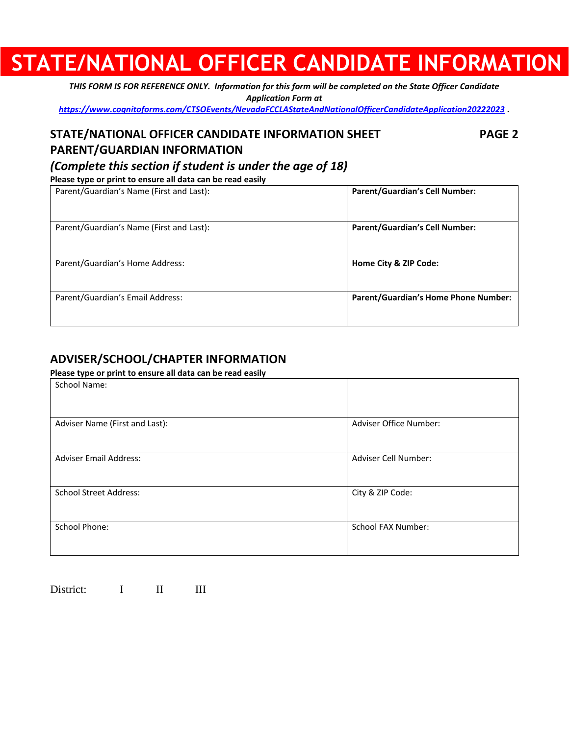# STATE/NATIONAL OFFICER CANDIDATE INFORMATION

***THIS FORM IS FOR REFERENCE ONLY. Information for this form will be completed on the State Officer Candidate Application Form at [https://www.cognitoforms.com/CTSOEvents/NevadaFCCLAStateAndNationalOfficerCandidateApplication20222023](https://www.cognitoforms.com/CTSOEvents/NevadaFCCLAStateAndNationalOfficerCandidateApplication20222023) .***

## STATE/NATIONAL OFFICER CANDIDATE INFORMATION SHEET — PAGE 2

## PARENT/GUARDIAN INFORMATION

### *(Complete this section if student is under the age of 18)*

**Please type or print to ensure all data can be read easily**

| Parent/Guardian's Name (First and Last): | **Parent/Guardian's Cell Number:** |
|---|---|
| Parent/Guardian's Name (First and Last): | **Parent/Guardian's Cell Number:** |
| Parent/Guardian's Home Address: | **Home City & ZIP Code:** |
| Parent/Guardian's Email Address: | **Parent/Guardian's Home Phone Number:** |

## ADVISER/SCHOOL/CHAPTER INFORMATION

**Please type or print to ensure all data can be read easily**

| School Name: | |
|---|---|
| Adviser Name (First and Last): | Adviser Office Number: |
| Adviser Email Address: | Adviser Cell Number: |
| School Street Address: | City & ZIP Code: |
| School Phone: | School FAX Number: |

District: I II III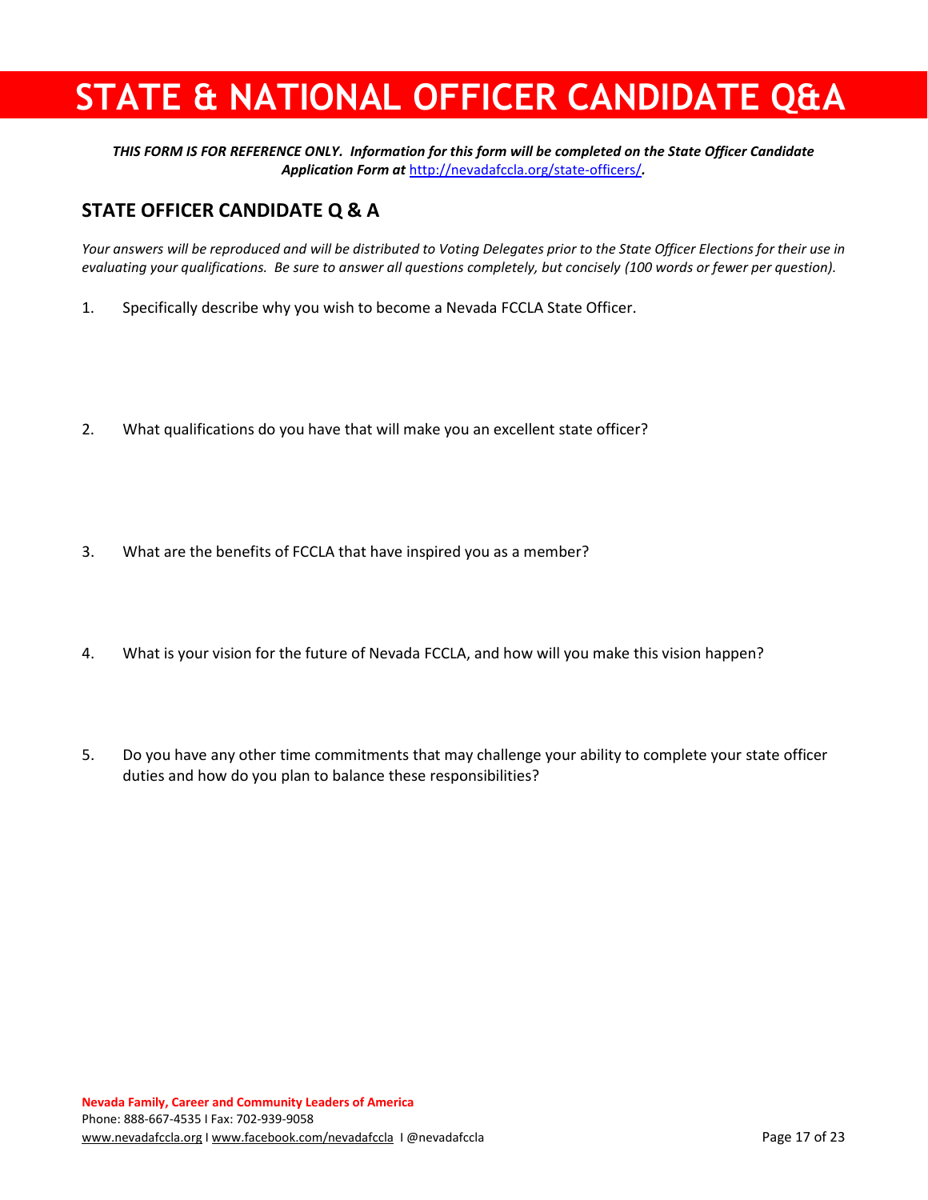# STATE & NATIONAL OFFICER CANDIDATE Q&A

***THIS FORM IS FOR REFERENCE ONLY. Information for this form will be completed on the State Officer Candidate Application Form at*** http://nevadafccla.org/state-officers/***.***

## STATE OFFICER CANDIDATE Q & A

*Your answers will be reproduced and will be distributed to Voting Delegates prior to the State Officer Elections for their use in evaluating your qualifications. Be sure to answer all questions completely, but concisely (100 words or fewer per question).*

1. Specifically describe why you wish to become a Nevada FCCLA State Officer.

2. What qualifications do you have that will make you an excellent state officer?

3. What are the benefits of FCCLA that have inspired you as a member?

4. What is your vision for the future of Nevada FCCLA, and how will you make this vision happen?

5. Do you have any other time commitments that may challenge your ability to complete your state officer duties and how do you plan to balance these responsibilities?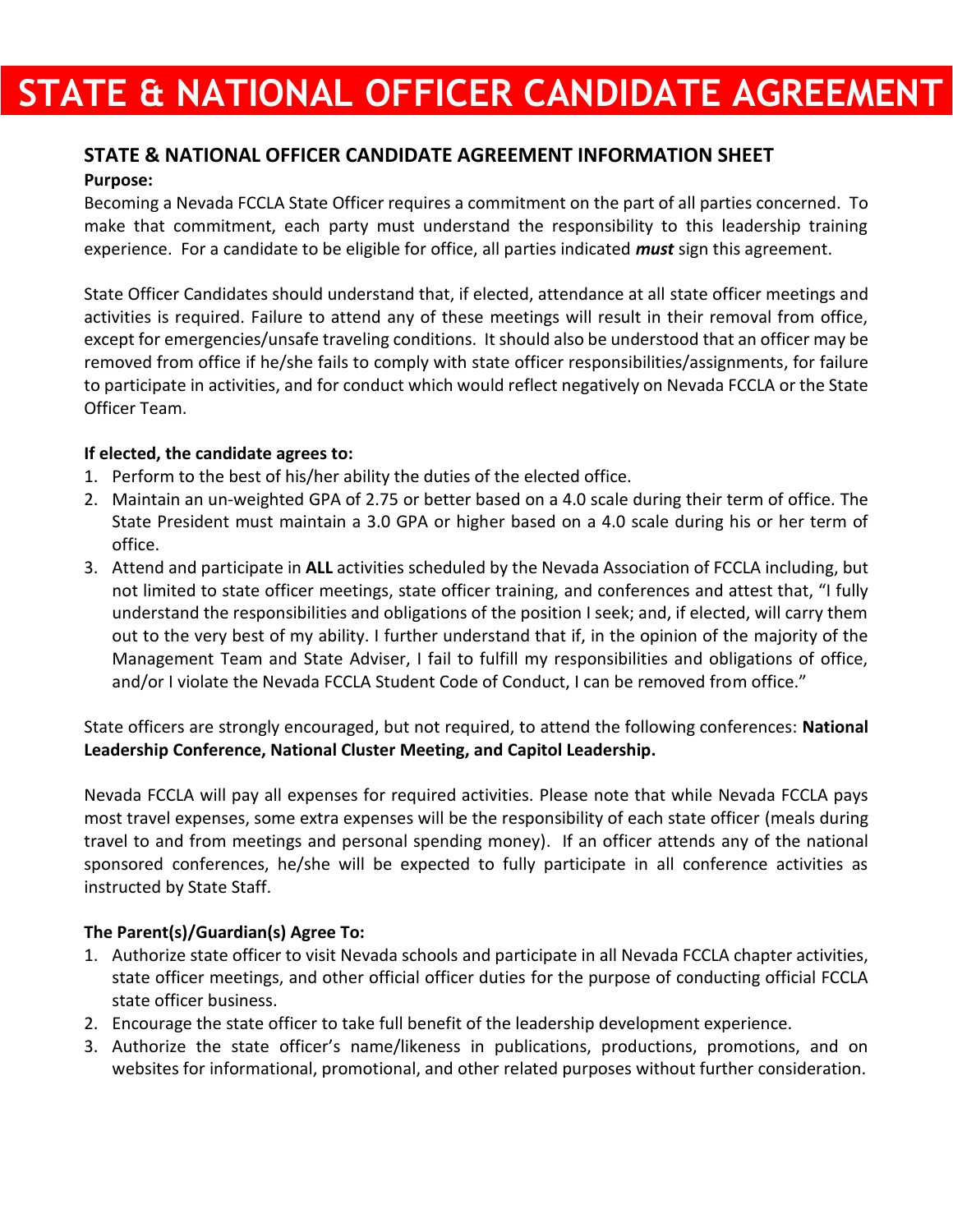# STATE & NATIONAL OFFICER CANDIDATE AGREEMENT

## STATE & NATIONAL OFFICER CANDIDATE AGREEMENT INFORMATION SHEET

**Purpose:**

Becoming a Nevada FCCLA State Officer requires a commitment on the part of all parties concerned. To make that commitment, each party must understand the responsibility to this leadership training experience. For a candidate to be eligible for office, all parties indicated ***must*** sign this agreement.

State Officer Candidates should understand that, if elected, attendance at all state officer meetings and activities is required. Failure to attend any of these meetings will result in their removal from office, except for emergencies/unsafe traveling conditions. It should also be understood that an officer may be removed from office if he/she fails to comply with state officer responsibilities/assignments, for failure to participate in activities, and for conduct which would reflect negatively on Nevada FCCLA or the State Officer Team.

**If elected, the candidate agrees to:**

1. Perform to the best of his/her ability the duties of the elected office.
2. Maintain an un-weighted GPA of 2.75 or better based on a 4.0 scale during their term of office. The State President must maintain a 3.0 GPA or higher based on a 4.0 scale during his or her term of office.
3. Attend and participate in **ALL** activities scheduled by the Nevada Association of FCCLA including, but not limited to state officer meetings, state officer training, and conferences and attest that, "I fully understand the responsibilities and obligations of the position I seek; and, if elected, will carry them out to the very best of my ability. I further understand that if, in the opinion of the majority of the Management Team and State Adviser, I fail to fulfill my responsibilities and obligations of office, and/or I violate the Nevada FCCLA Student Code of Conduct, I can be removed from office."

State officers are strongly encouraged, but not required, to attend the following conferences: **National Leadership Conference, National Cluster Meeting, and Capitol Leadership.**

Nevada FCCLA will pay all expenses for required activities. Please note that while Nevada FCCLA pays most travel expenses, some extra expenses will be the responsibility of each state officer (meals during travel to and from meetings and personal spending money). If an officer attends any of the national sponsored conferences, he/she will be expected to fully participate in all conference activities as instructed by State Staff.

**The Parent(s)/Guardian(s) Agree To:**

1. Authorize state officer to visit Nevada schools and participate in all Nevada FCCLA chapter activities, state officer meetings, and other official officer duties for the purpose of conducting official FCCLA state officer business.
2. Encourage the state officer to take full benefit of the leadership development experience.
3. Authorize the state officer's name/likeness in publications, productions, promotions, and on websites for informational, promotional, and other related purposes without further consideration.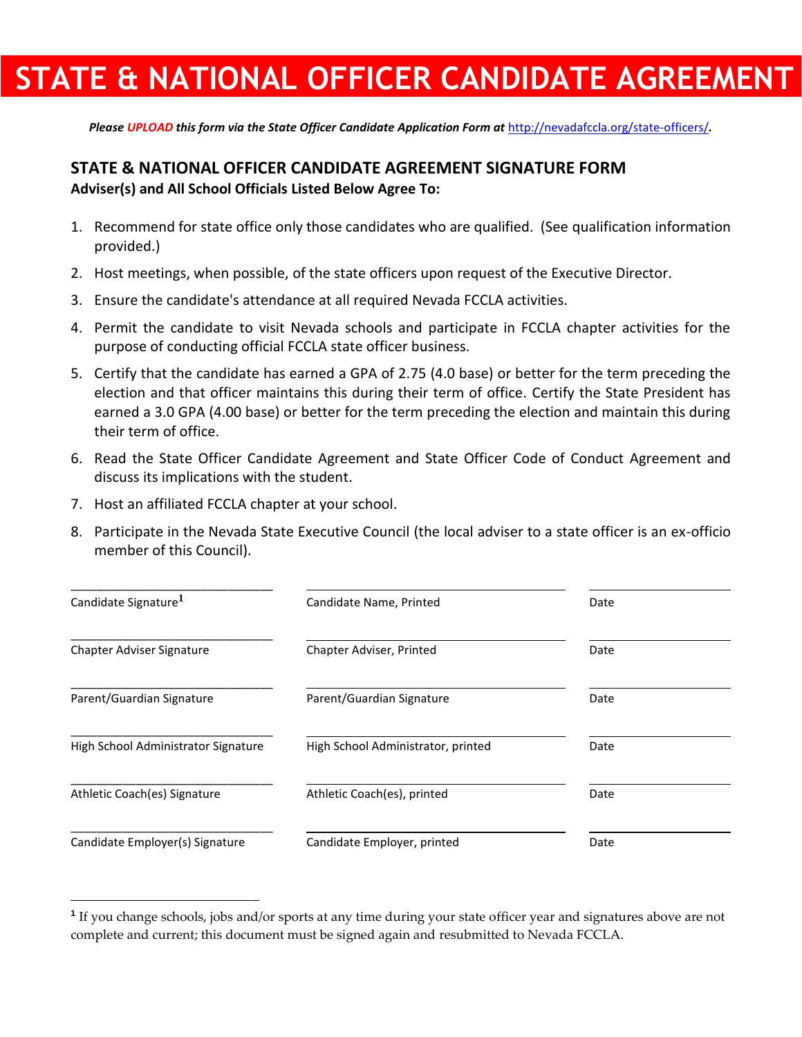# STATE & NATIONAL OFFICER CANDIDATE AGREEMENT

***Please UPLOAD this form via the State Officer Candidate Application Form at [http://nevadafccla.org/state-officers/](http://nevadafccla.org/state-officers/).***

## STATE & NATIONAL OFFICER CANDIDATE AGREEMENT SIGNATURE FORM

**Adviser(s) and All School Officials Listed Below Agree To:**

1. Recommend for state office only those candidates who are qualified. (See qualification information provided.)
2. Host meetings, when possible, of the state officers upon request of the Executive Director.
3. Ensure the candidate's attendance at all required Nevada FCCLA activities.
4. Permit the candidate to visit Nevada schools and participate in FCCLA chapter activities for the purpose of conducting official FCCLA state officer business.
5. Certify that the candidate has earned a GPA of 2.75 (4.0 base) or better for the term preceding the election and that officer maintains this during their term of office. Certify the State President has earned a 3.0 GPA (4.00 base) or better for the term preceding the election and maintain this during their term of office.
6. Read the State Officer Candidate Agreement and State Officer Code of Conduct Agreement and discuss its implications with the student.
7. Host an affiliated FCCLA chapter at your school.
8. Participate in the Nevada State Executive Council (the local adviser to a state officer is an ex-officio member of this Council).

| | | |
|---|---|---|
| ______________________________ | ______________________________ | ____________ |
| Candidate Signature[1] | Candidate Name, Printed | Date |
| ______________________________ | ______________________________ | ____________ |
| Chapter Adviser Signature | Chapter Adviser, Printed | Date |
| ______________________________ | ______________________________ | ____________ |
| Parent/Guardian Signature | Parent/Guardian Signature | Date |
| ______________________________ | ______________________________ | ____________ |
| High School Administrator Signature | High School Administrator, printed | Date |
| ______________________________ | ______________________________ | ____________ |
| Athletic Coach(es) Signature | Athletic Coach(es), printed | Date |
| ______________________________ | ______________________________ | ____________ |
| Candidate Employer(s) Signature | Candidate Employer, printed | Date |

---

[1] If you change schools, jobs and/or sports at any time during your state officer year and signatures above are not complete and current; this document must be signed again and resubmitted to Nevada FCCLA.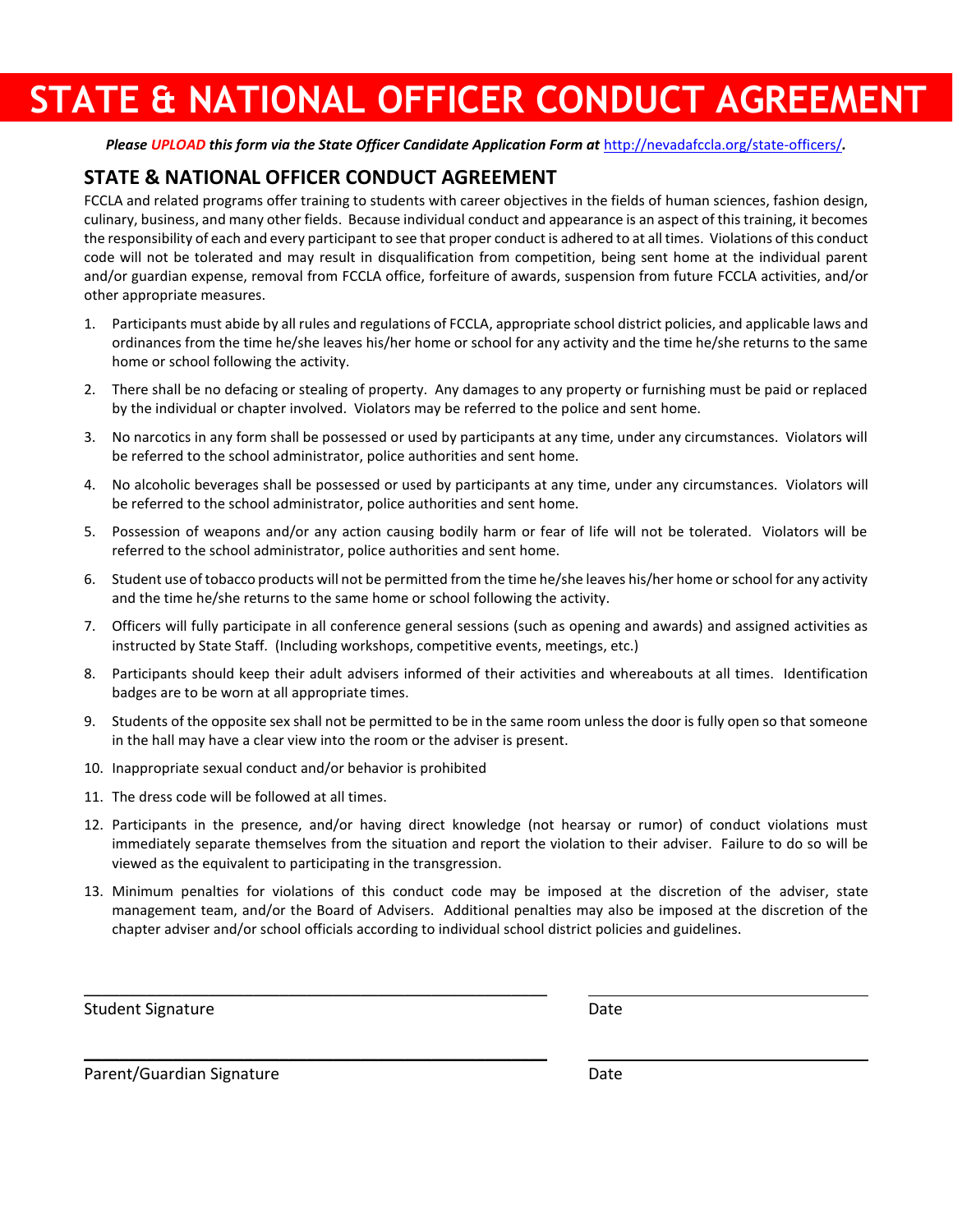// STATE & NATIONAL OFFICER CONDUCT AGREEMENT

*Please **UPLOAD** this form via the State Officer Candidate Application Form at* http://nevadafccla.org/state-officers/.

## STATE & NATIONAL OFFICER CONDUCT AGREEMENT

FCCLA and related programs offer training to students with career objectives in the fields of human sciences, fashion design, culinary, business, and many other fields. Because individual conduct and appearance is an aspect of this training, it becomes the responsibility of each and every participant to see that proper conduct is adhered to at all times. Violations of this conduct code will not be tolerated and may result in disqualification from competition, being sent home at the individual parent and/or guardian expense, removal from FCCLA office, forfeiture of awards, suspension from future FCCLA activities, and/or other appropriate measures.

1. Participants must abide by all rules and regulations of FCCLA, appropriate school district policies, and applicable laws and ordinances from the time he/she leaves his/her home or school for any activity and the time he/she returns to the same home or school following the activity.
2. There shall be no defacing or stealing of property. Any damages to any property or furnishing must be paid or replaced by the individual or chapter involved. Violators may be referred to the police and sent home.
3. No narcotics in any form shall be possessed or used by participants at any time, under any circumstances. Violators will be referred to the school administrator, police authorities and sent home.
4. No alcoholic beverages shall be possessed or used by participants at any time, under any circumstances. Violators will be referred to the school administrator, police authorities and sent home.
5. Possession of weapons and/or any action causing bodily harm or fear of life will not be tolerated. Violators will be referred to the school administrator, police authorities and sent home.
6. Student use of tobacco products will not be permitted from the time he/she leaves his/her home or school for any activity and the time he/she returns to the same home or school following the activity.
7. Officers will fully participate in all conference general sessions (such as opening and awards) and assigned activities as instructed by State Staff. (Including workshops, competitive events, meetings, etc.)
8. Participants should keep their adult advisers informed of their activities and whereabouts at all times. Identification badges are to be worn at all appropriate times.
9. Students of the opposite sex shall not be permitted to be in the same room unless the door is fully open so that someone in the hall may have a clear view into the room or the adviser is present.
10. Inappropriate sexual conduct and/or behavior is prohibited
11. The dress code will be followed at all times.
12. Participants in the presence, and/or having direct knowledge (not hearsay or rumor) of conduct violations must immediately separate themselves from the situation and report the violation to their adviser. Failure to do so will be viewed as the equivalent to participating in the transgression.
13. Minimum penalties for violations of this conduct code may be imposed at the discretion of the adviser, state management team, and/or the Board of Advisers. Additional penalties may also be imposed at the discretion of the chapter adviser and/or school officials according to individual school district policies and guidelines.

\_\_\_\_\_\_\_\_\_\_\_\_\_\_\_\_\_\_\_\_\_\_\_\_\_\_\_\_\_\_\_\_\_\_\_\_\_\_\_\_ \_\_\_\_\_\_\_\_\_\_\_\_\_\_\_\_\_\_\_\_\_\_\_\_

Student Signature Date

\_\_\_\_\_\_\_\_\_\_\_\_\_\_\_\_\_\_\_\_\_\_\_\_\_\_\_\_\_\_\_\_\_\_\_\_\_\_\_\_ \_\_\_\_\_\_\_\_\_\_\_\_\_\_\_\_\_\_\_\_\_\_\_\_

Parent/Guardian Signature Date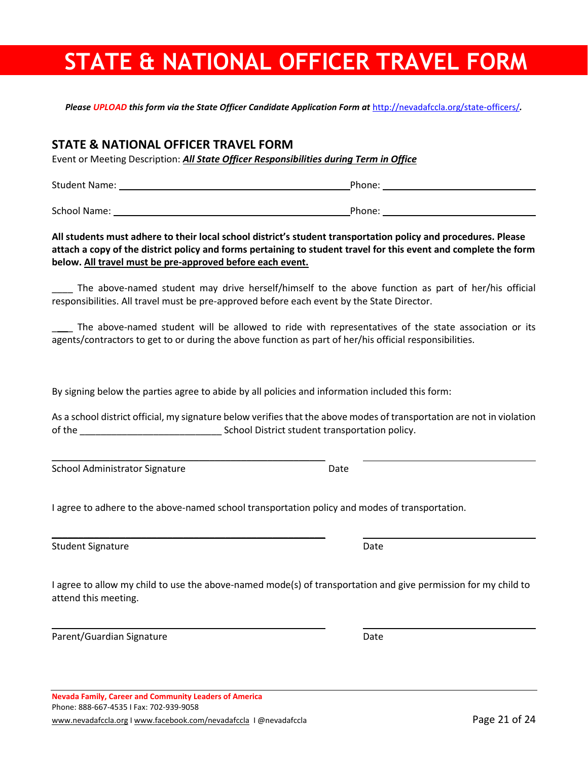// STATE & NATIONAL OFFICER TRAVEL FORM

***Please UPLOAD this form via the State Officer Candidate Application Form at [http://nevadafccla.org/state-officers/](http://nevadafccla.org/state-officers/).***

## STATE & NATIONAL OFFICER TRAVEL FORM

Event or Meeting Description: ***All State Officer Responsibilities during Term in Office***

Student Name: ____________________________________________ Phone: ____________________________

School Name: ____________________________________________ Phone: ____________________________

**All students must adhere to their local school district's student transportation policy and procedures. Please attach a copy of the district policy and forms pertaining to student travel for this event and complete the form below. All travel must be pre-approved before each event.**

____ The above-named student may drive herself/himself to the above function as part of her/his official responsibilities. All travel must be pre-approved before each event by the State Director.

____ The above-named student will be allowed to ride with representatives of the state association or its agents/contractors to get to or during the above function as part of her/his official responsibilities.

By signing below the parties agree to abide by all policies and information included this form:

As a school district official, my signature below verifies that the above modes of transportation are not in violation of the __________________________ School District student transportation policy.

__________________________________________________ ______________________________

School Administrator Signature Date

I agree to adhere to the above-named school transportation policy and modes of transportation.

__________________________________________________ ______________________________

Student Signature Date

I agree to allow my child to use the above-named mode(s) of transportation and give permission for my child to attend this meeting.

__________________________________________________ ______________________________

Parent/Guardian Signature Date

**Nevada Family, Career and Community Leaders of America**
Phone: 888-667-4535 I Fax: 702-939-9058
www.nevadafccla.org I www.facebook.com/nevadafccla I @nevadafccla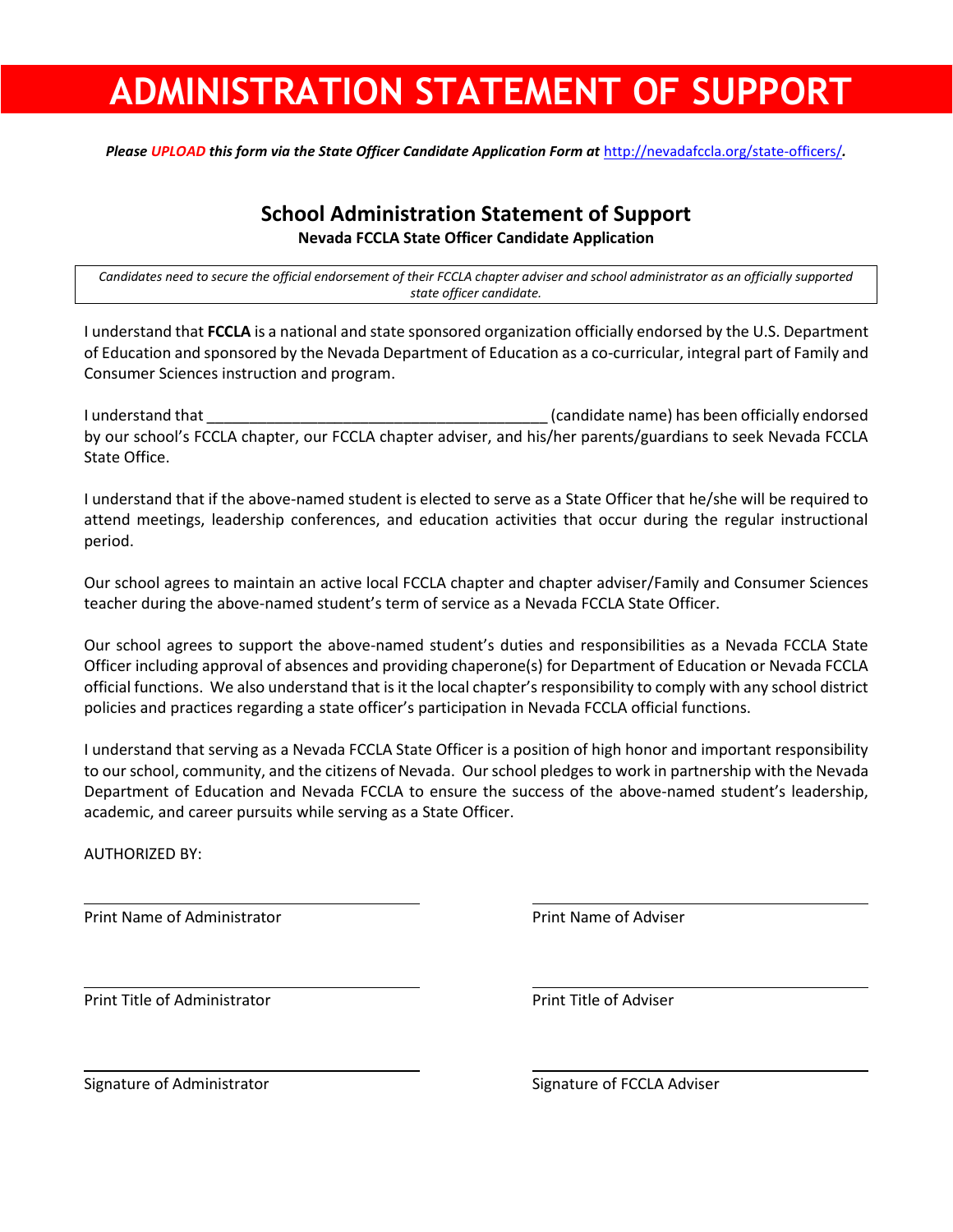# ADMINISTRATION STATEMENT OF SUPPORT

***Please UPLOAD this form via the State Officer Candidate Application Form at [http://nevadafccla.org/state-officers/](http://nevadafccla.org/state-officers/).***

## School Administration Statement of Support

**Nevada FCCLA State Officer Candidate Application**

*Candidates need to secure the official endorsement of their FCCLA chapter adviser and school administrator as an officially supported state officer candidate.*

I understand that **FCCLA** is a national and state sponsored organization officially endorsed by the U.S. Department of Education and sponsored by the Nevada Department of Education as a co-curricular, integral part of Family and Consumer Sciences instruction and program.

I understand that ________________________________________ (candidate name) has been officially endorsed by our school's FCCLA chapter, our FCCLA chapter adviser, and his/her parents/guardians to seek Nevada FCCLA State Office.

I understand that if the above-named student is elected to serve as a State Officer that he/she will be required to attend meetings, leadership conferences, and education activities that occur during the regular instructional period.

Our school agrees to maintain an active local FCCLA chapter and chapter adviser/Family and Consumer Sciences teacher during the above-named student's term of service as a Nevada FCCLA State Officer.

Our school agrees to support the above-named student's duties and responsibilities as a Nevada FCCLA State Officer including approval of absences and providing chaperone(s) for Department of Education or Nevada FCCLA official functions. We also understand that is it the local chapter's responsibility to comply with any school district policies and practices regarding a state officer's participation in Nevada FCCLA official functions.

I understand that serving as a Nevada FCCLA State Officer is a position of high honor and important responsibility to our school, community, and the citizens of Nevada. Our school pledges to work in partnership with the Nevada Department of Education and Nevada FCCLA to ensure the success of the above-named student's leadership, academic, and career pursuits while serving as a State Officer.

AUTHORIZED BY:

________________________________________
Print Name of Administrator

________________________________________
Print Title of Administrator

________________________________________
Signature of Administrator

________________________________________
Print Name of Adviser

________________________________________
Print Title of Adviser

________________________________________
Signature of FCCLA Adviser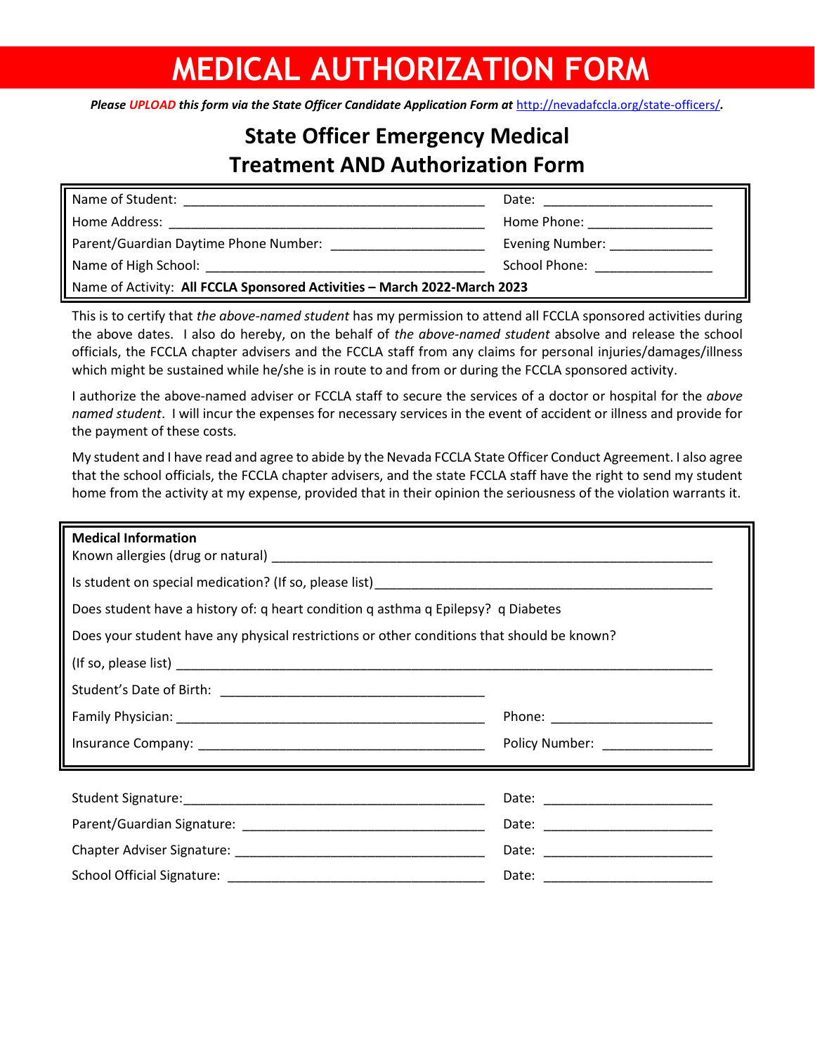# MEDICAL AUTHORIZATION FORM

***Please UPLOAD this form via the State Officer Candidate Application Form at [http://nevadafccla.org/state-officers/](http://nevadafccla.org/state-officers/).***

## State Officer Emergency Medical Treatment AND Authorization Form

| | |
|---|---|
| Name of Student: ________________________________________ | Date: ______________________ |
| Home Address: __________________________________________ | Home Phone: ________________ |
| Parent/Guardian Daytime Phone Number: ____________________ | Evening Number: _____________ |
| Name of High School: ____________________________________ | School Phone: _______________ |
| Name of Activity: **All FCCLA Sponsored Activities – March 2022-March 2023** | |

This is to certify that *the above-named student* has my permission to attend all FCCLA sponsored activities during the above dates. I also do hereby, on the behalf of *the above-named student* absolve and release the school officials, the FCCLA chapter advisers and the FCCLA staff from any claims for personal injuries/damages/illness which might be sustained while he/she is in route to and from or during the FCCLA sponsored activity.

I authorize the above-named adviser or FCCLA staff to secure the services of a doctor or hospital for the *above named student*. I will incur the expenses for necessary services in the event of accident or illness and provide for the payment of these costs.

My student and I have read and agree to abide by the Nevada FCCLA State Officer Conduct Agreement. I also agree that the school officials, the FCCLA chapter advisers, and the state FCCLA staff have the right to send my student home from the activity at my expense, provided that in their opinion the seriousness of the violation warrants it.

**Medical Information**

Known allergies (drug or natural) ____________________________________________________________

Is student on special medication? (If so, please list)______________________________________________

Does student have a history of: q heart condition q asthma q Epilepsy? q Diabetes

Does your student have any physical restrictions or other conditions that should be known?

(If so, please list) _______________________________________________________________________

Student's Date of Birth: ___________________________________

Family Physician: __________________________________________ Phone: _____________________

Insurance Company: ________________________________________ Policy Number: ______________

| | |
|---|---|
| Student Signature:_________________________________________ | Date: ______________________ |
| Parent/Guardian Signature: _________________________________ | Date: ______________________ |
| Chapter Adviser Signature: _________________________________ | Date: ______________________ |
| School Official Signature: __________________________________ | Date: ______________________ |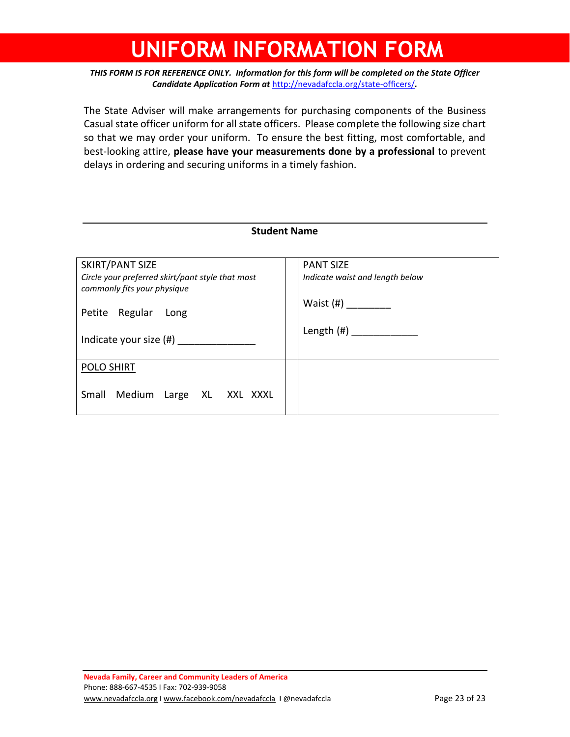# UNIFORM INFORMATION FORM

***THIS FORM IS FOR REFERENCE ONLY. Information for this form will be completed on the State Officer Candidate Application Form at*** http://nevadafccla.org/state-officers/.

The State Adviser will make arrangements for purchasing components of the Business Casual state officer uniform for all state officers. Please complete the following size chart so that we may order your uniform. To ensure the best fitting, most comfortable, and best-looking attire, **please have your measurements done by a professional** to prevent delays in ordering and securing uniforms in a timely fashion.

______________________________________________

**Student Name**

| | | |
|---|---|---|
| SKIRT/PANT SIZE<br>*Circle your preferred skirt/pant style that most commonly fits your physique*<br><br>Petite   Regular   Long<br><br>Indicate your size (#) ______________ | | PANT SIZE<br>*Indicate waist and length below*<br><br>Waist (#) ________<br><br>Length (#) ____________ |
| POLO SHIRT<br><br>Small   Medium   Large   XL   XXL   XXXL | | |

**Nevada Family, Career and Community Leaders of America**
Phone: 888-667-4535 I Fax: 702-939-9058
www.nevadafccla.org I www.facebook.com/nevadafccla I @nevadafccla